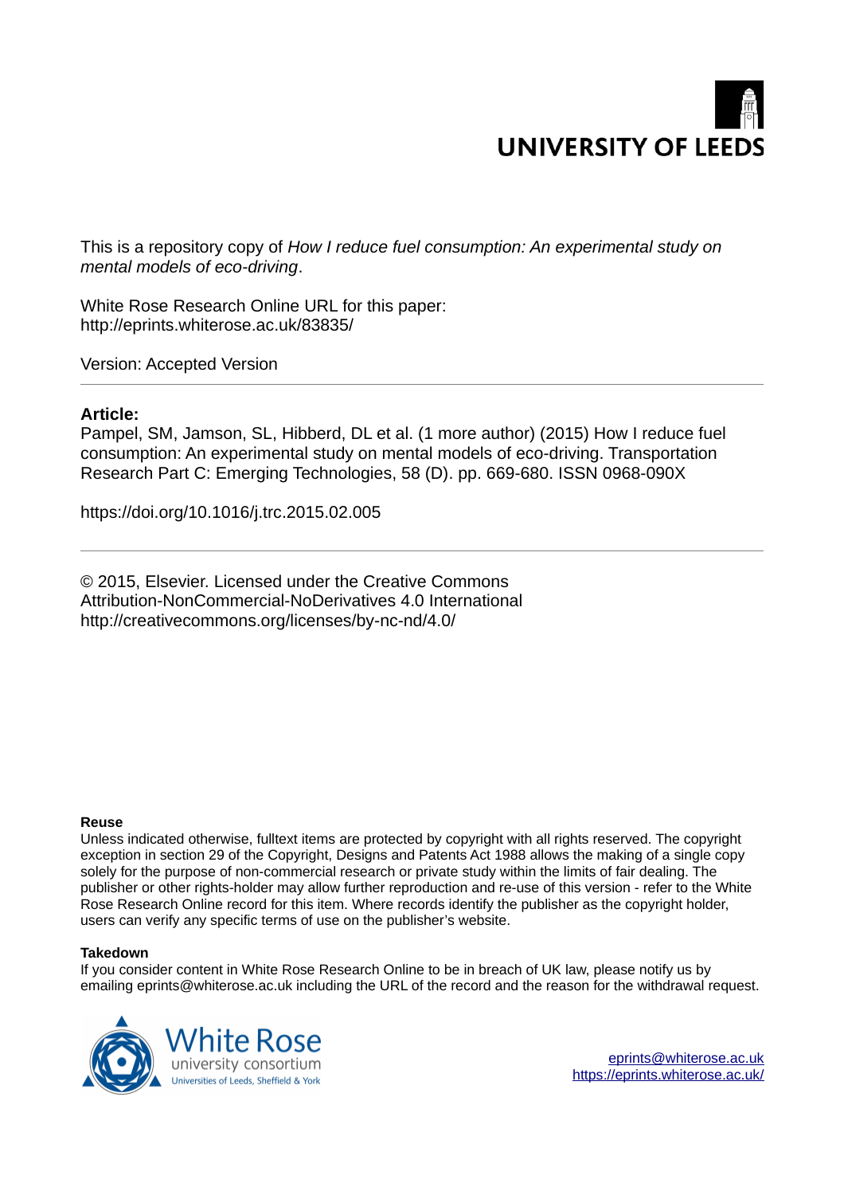UNIVERSITY OF LEEDS

This is a repository copy of *How I reduce fuel consumption: An experimental study on mental models of eco-driving*.

White Rose Research Online URL for this paper:
http://eprints.whiterose.ac.uk/83835/

Version: Accepted Version

---

**Article:**

Pampel, SM, Jamson, SL, Hibberd, DL et al. (1 more author) (2015) How I reduce fuel consumption: An experimental study on mental models of eco-driving. Transportation Research Part C: Emerging Technologies, 58 (D). pp. 669-680. ISSN 0968-090X

https://doi.org/10.1016/j.trc.2015.02.005

---

© 2015, Elsevier. Licensed under the Creative Commons Attribution-NonCommercial-NoDerivatives 4.0 International
http://creativecommons.org/licenses/by-nc-nd/4.0/

**Reuse**

Unless indicated otherwise, fulltext items are protected by copyright with all rights reserved. The copyright exception in section 29 of the Copyright, Designs and Patents Act 1988 allows the making of a single copy solely for the purpose of non-commercial research or private study within the limits of fair dealing. The publisher or other rights-holder may allow further reproduction and re-use of this version - refer to the White Rose Research Online record for this item. Where records identify the publisher as the copyright holder, users can verify any specific terms of use on the publisher's website.

**Takedown**

If you consider content in White Rose Research Online to be in breach of UK law, please notify us by emailing eprints@whiterose.ac.uk including the URL of the record and the reason for the withdrawal request.

White Rose university consortium
Universities of Leeds, Sheffield & York

eprints@whiterose.ac.uk
https://eprints.whiterose.ac.uk/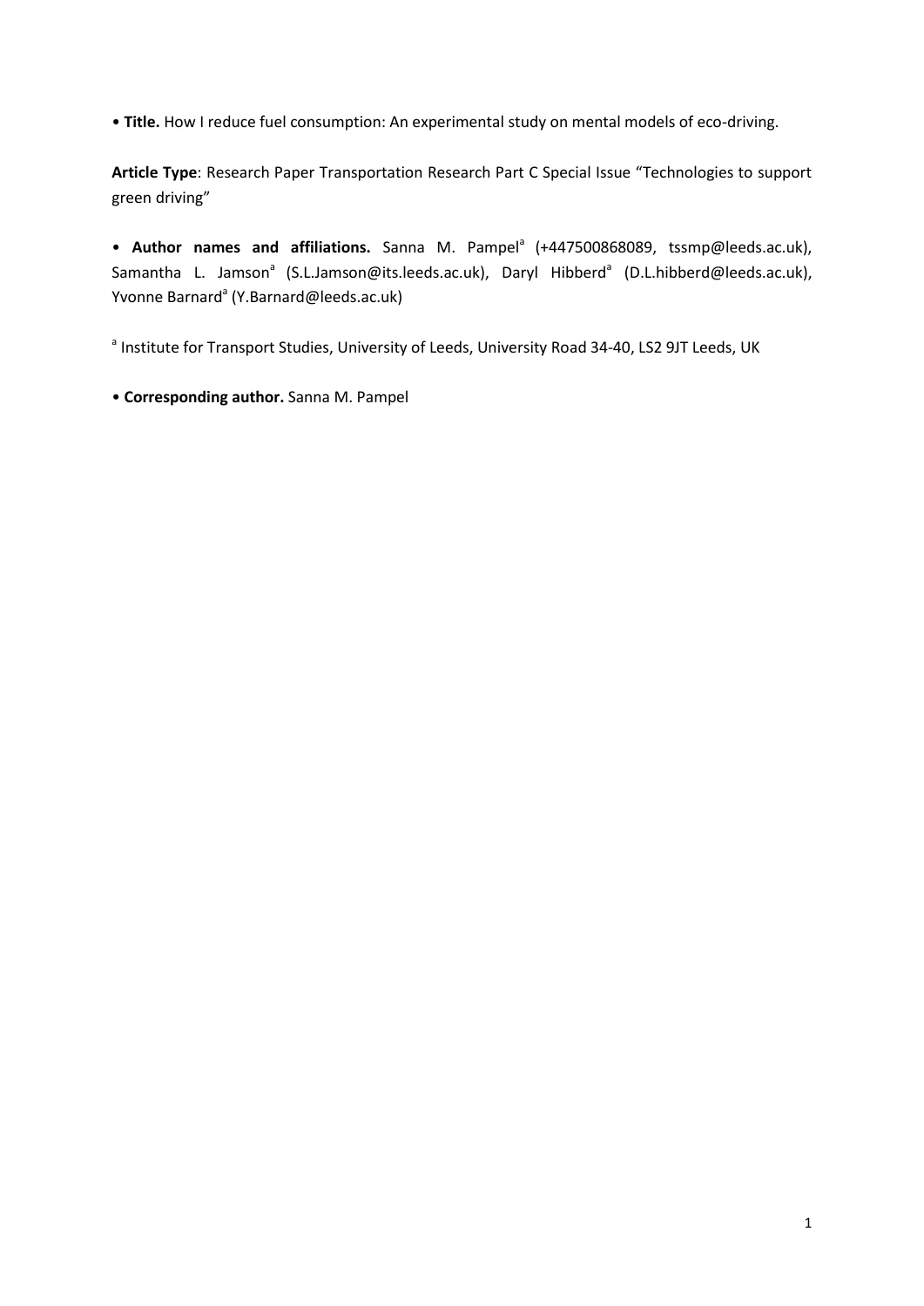• **Title.** How I reduce fuel consumption: An experimental study on mental models of eco-driving.

**Article Type**: Research Paper Transportation Research Part C Special Issue "Technologies to support green driving"

• **Author names and affiliations.** Sanna M. Pampel[a] (+447500868089, tssmp@leeds.ac.uk), Samantha L. Jamson[a] (S.L.Jamson@its.leeds.ac.uk), Daryl Hibberd[a] (D.L.hibberd@leeds.ac.uk), Yvonne Barnard[a] (Y.Barnard@leeds.ac.uk)

[a] Institute for Transport Studies, University of Leeds, University Road 34-40, LS2 9JT Leeds, UK

• **Corresponding author.** Sanna M. Pampel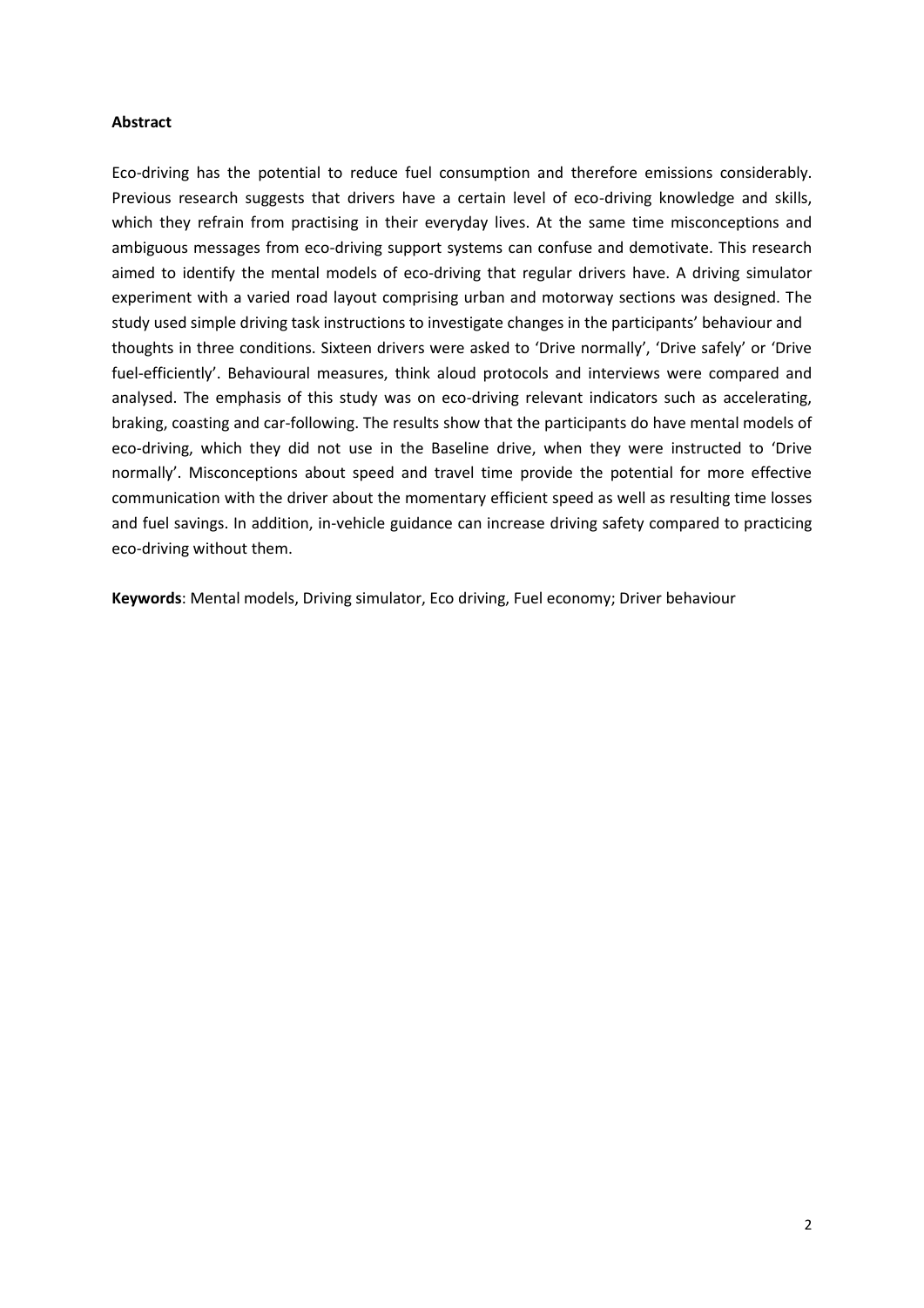**Abstract**

Eco-driving has the potential to reduce fuel consumption and therefore emissions considerably. Previous research suggests that drivers have a certain level of eco-driving knowledge and skills, which they refrain from practising in their everyday lives. At the same time misconceptions and ambiguous messages from eco-driving support systems can confuse and demotivate. This research aimed to identify the mental models of eco-driving that regular drivers have. A driving simulator experiment with a varied road layout comprising urban and motorway sections was designed. The study used simple driving task instructions to investigate changes in the participants' behaviour and thoughts in three conditions. Sixteen drivers were asked to 'Drive normally', 'Drive safely' or 'Drive fuel-efficiently'. Behavioural measures, think aloud protocols and interviews were compared and analysed. The emphasis of this study was on eco-driving relevant indicators such as accelerating, braking, coasting and car-following. The results show that the participants do have mental models of eco-driving, which they did not use in the Baseline drive, when they were instructed to 'Drive normally'. Misconceptions about speed and travel time provide the potential for more effective communication with the driver about the momentary efficient speed as well as resulting time losses and fuel savings. In addition, in-vehicle guidance can increase driving safety compared to practicing eco-driving without them.

**Keywords**: Mental models, Driving simulator, Eco driving, Fuel economy; Driver behaviour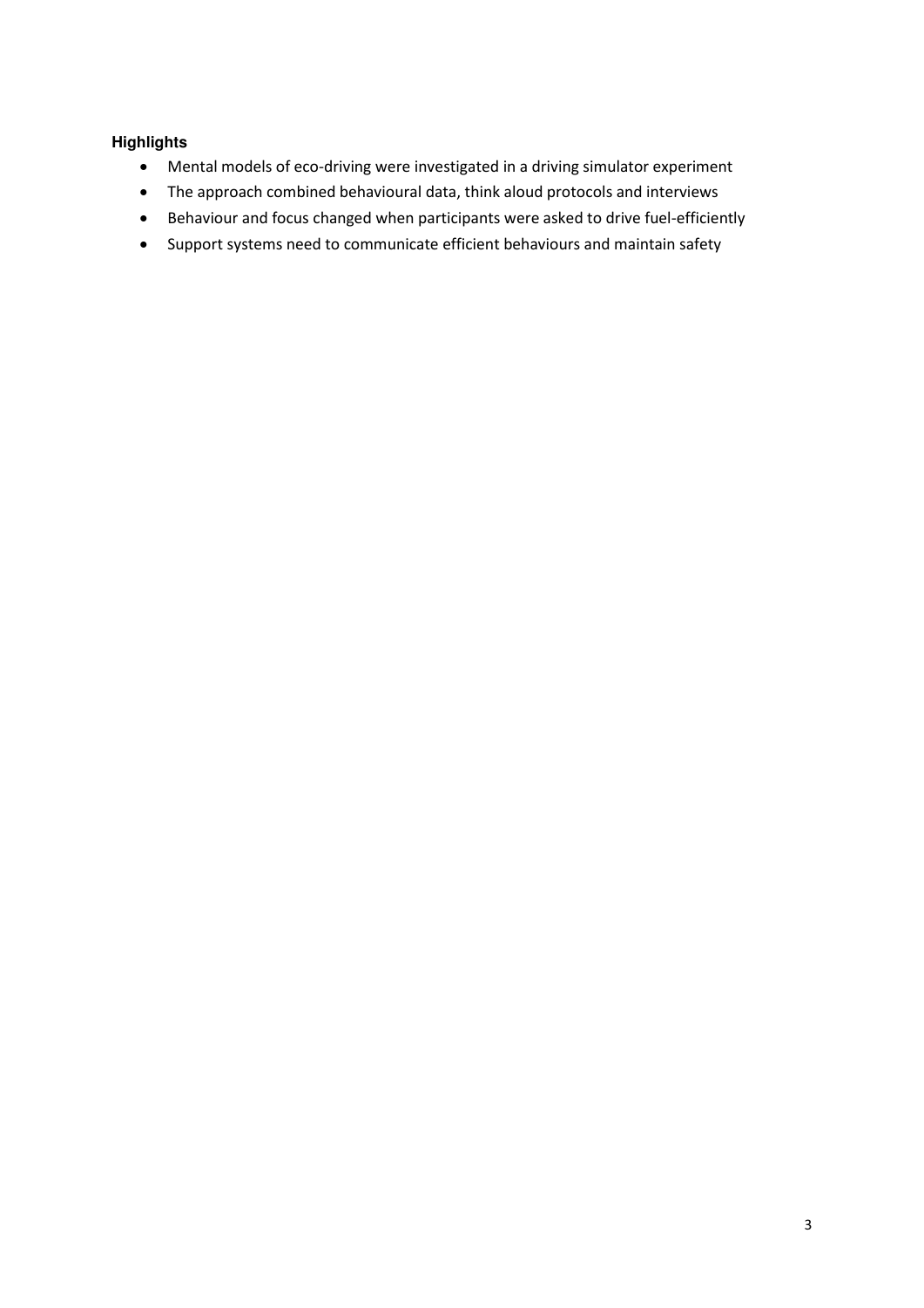**Highlights**

- Mental models of eco-driving were investigated in a driving simulator experiment
- The approach combined behavioural data, think aloud protocols and interviews
- Behaviour and focus changed when participants were asked to drive fuel-efficiently
- Support systems need to communicate efficient behaviours and maintain safety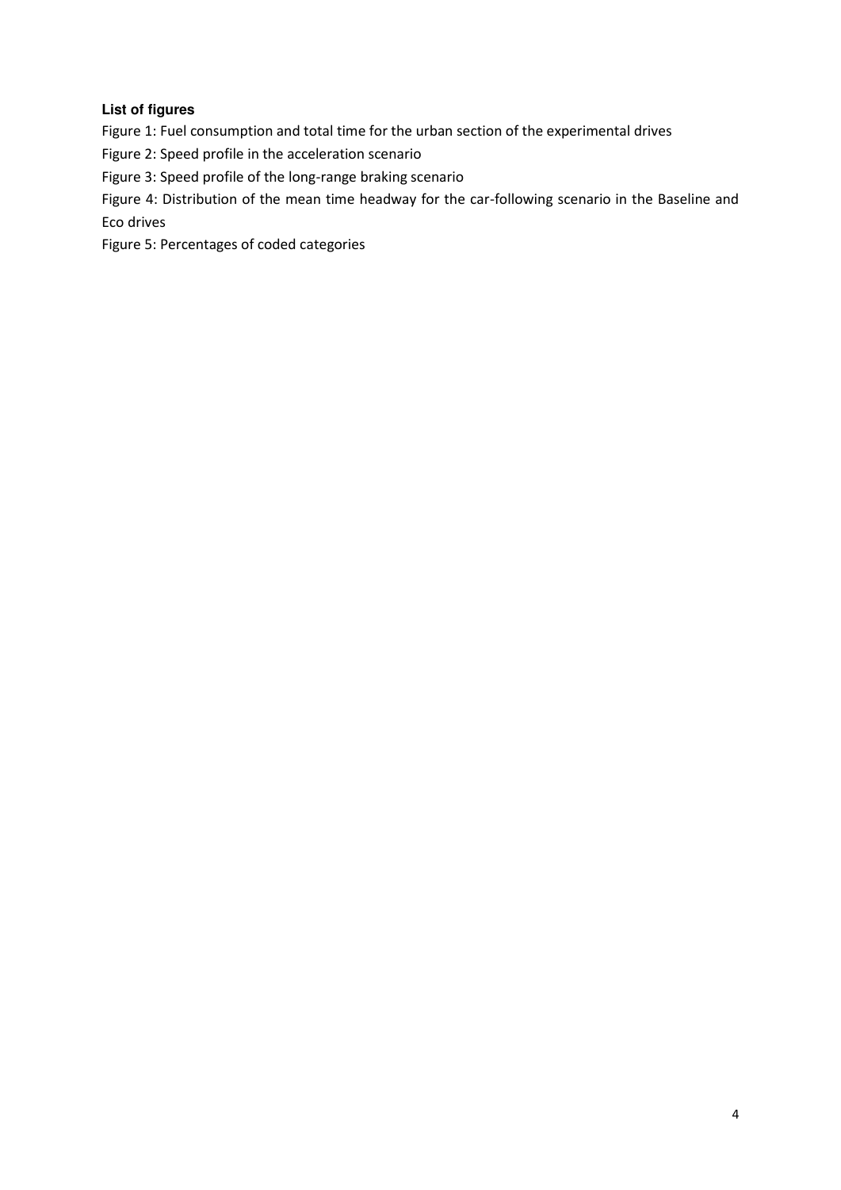**List of figures**

Figure 1: Fuel consumption and total time for the urban section of the experimental drives

Figure 2: Speed profile in the acceleration scenario

Figure 3: Speed profile of the long-range braking scenario

Figure 4: Distribution of the mean time headway for the car-following scenario in the Baseline and Eco drives

Figure 5: Percentages of coded categories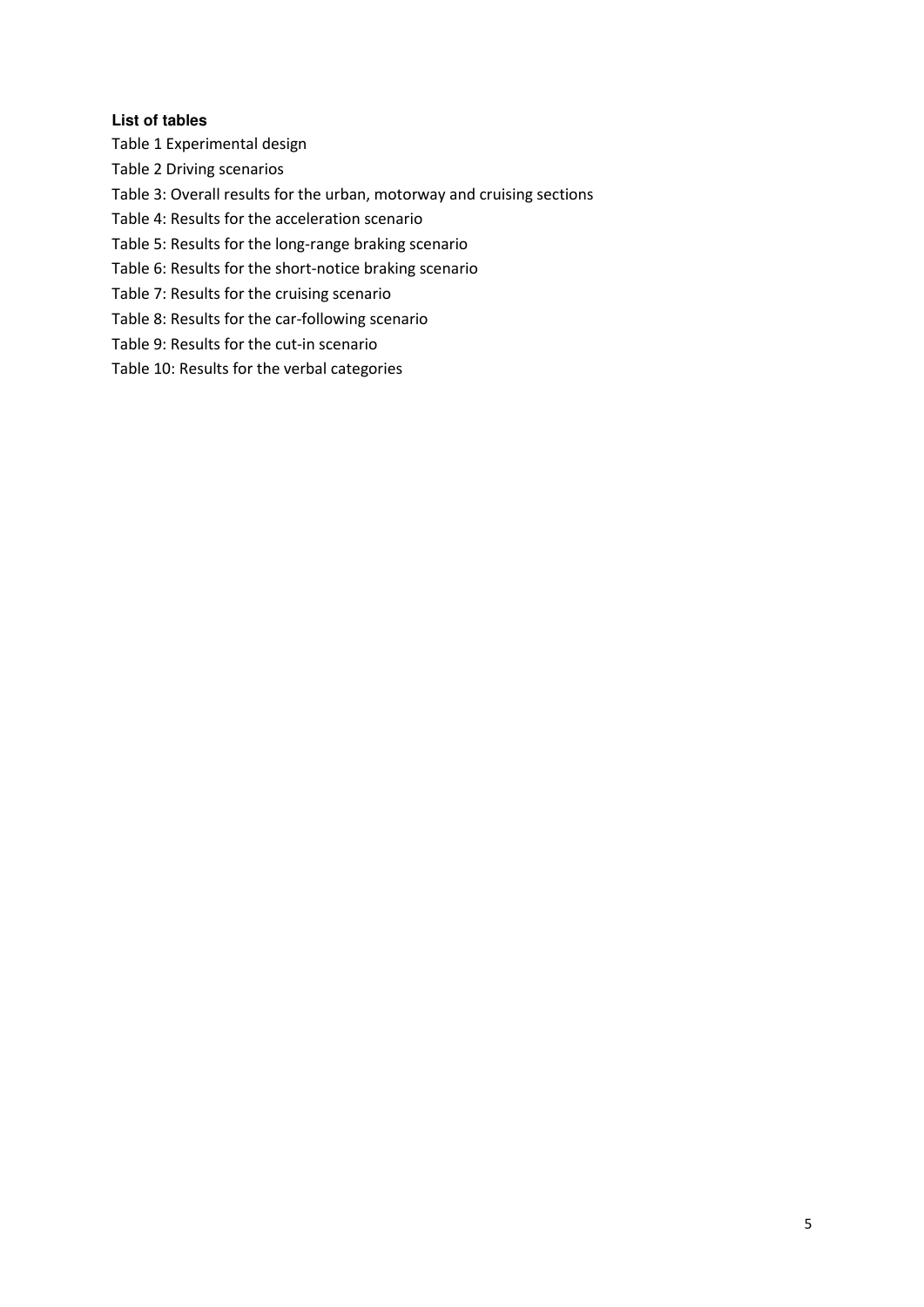**List of tables**

Table 1 Experimental design

Table 2 Driving scenarios

Table 3: Overall results for the urban, motorway and cruising sections

Table 4: Results for the acceleration scenario

Table 5: Results for the long-range braking scenario

Table 6: Results for the short-notice braking scenario

Table 7: Results for the cruising scenario

Table 8: Results for the car-following scenario

Table 9: Results for the cut-in scenario

Table 10: Results for the verbal categories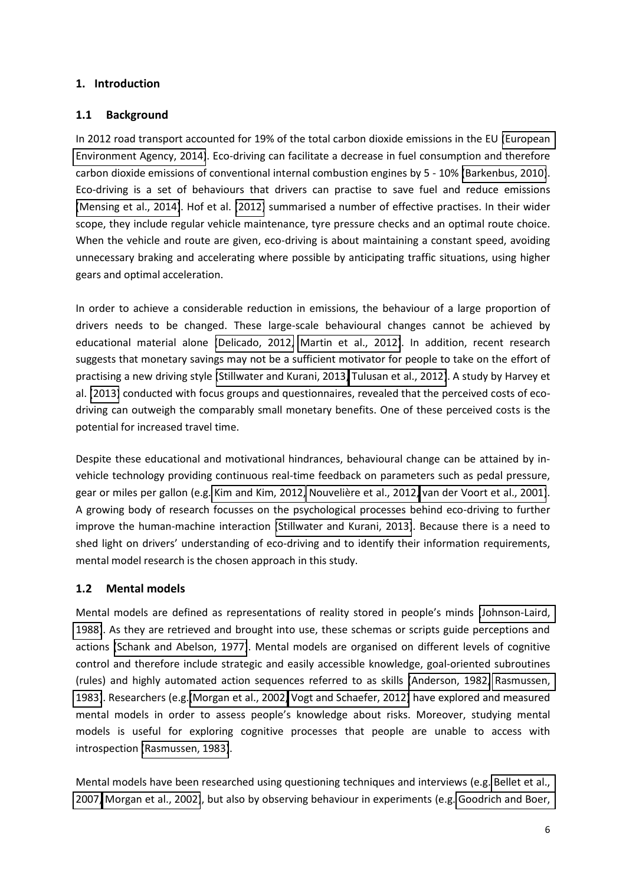## 1. Introduction

### 1.1 Background

In 2012 road transport accounted for 19% of the total carbon dioxide emissions in the EU (European Environment Agency, 2014). Eco-driving can facilitate a decrease in fuel consumption and therefore carbon dioxide emissions of conventional internal combustion engines by 5 - 10% (Barkenbus, 2010). Eco-driving is a set of behaviours that drivers can practise to save fuel and reduce emissions (Mensing et al., 2014). Hof et al. (2012) summarised a number of effective practises. In their wider scope, they include regular vehicle maintenance, tyre pressure checks and an optimal route choice. When the vehicle and route are given, eco-driving is about maintaining a constant speed, avoiding unnecessary braking and accelerating where possible by anticipating traffic situations, using higher gears and optimal acceleration.

In order to achieve a considerable reduction in emissions, the behaviour of a large proportion of drivers needs to be changed. These large-scale behavioural changes cannot be achieved by educational material alone (Delicado, 2012, Martin et al., 2012). In addition, recent research suggests that monetary savings may not be a sufficient motivator for people to take on the effort of practising a new driving style (Stillwater and Kurani, 2013, Tulusan et al., 2012). A study by Harvey et al. (2013) conducted with focus groups and questionnaires, revealed that the perceived costs of eco-driving can outweigh the comparably small monetary benefits. One of these perceived costs is the potential for increased travel time.

Despite these educational and motivational hindrances, behavioural change can be attained by in-vehicle technology providing continuous real-time feedback on parameters such as pedal pressure, gear or miles per gallon (e.g. Kim and Kim, 2012, Nouvelière et al., 2012, van der Voort et al., 2001). A growing body of research focusses on the psychological processes behind eco-driving to further improve the human-machine interaction (Stillwater and Kurani, 2013). Because there is a need to shed light on drivers' understanding of eco-driving and to identify their information requirements, mental model research is the chosen approach in this study.

### 1.2 Mental models

Mental models are defined as representations of reality stored in people's minds (Johnson-Laird, 1988). As they are retrieved and brought into use, these schemas or scripts guide perceptions and actions (Schank and Abelson, 1977). Mental models are organised on different levels of cognitive control and therefore include strategic and easily accessible knowledge, goal-oriented subroutines (rules) and highly automated action sequences referred to as skills (Anderson, 1982, Rasmussen, 1983). Researchers (e.g. Morgan et al., 2002, Vogt and Schaefer, 2012) have explored and measured mental models in order to assess people's knowledge about risks. Moreover, studying mental models is useful for exploring cognitive processes that people are unable to access with introspection (Rasmussen, 1983).

Mental models have been researched using questioning techniques and interviews (e.g. Bellet et al., 2007, Morgan et al., 2002), but also by observing behaviour in experiments (e.g. Goodrich and Boer,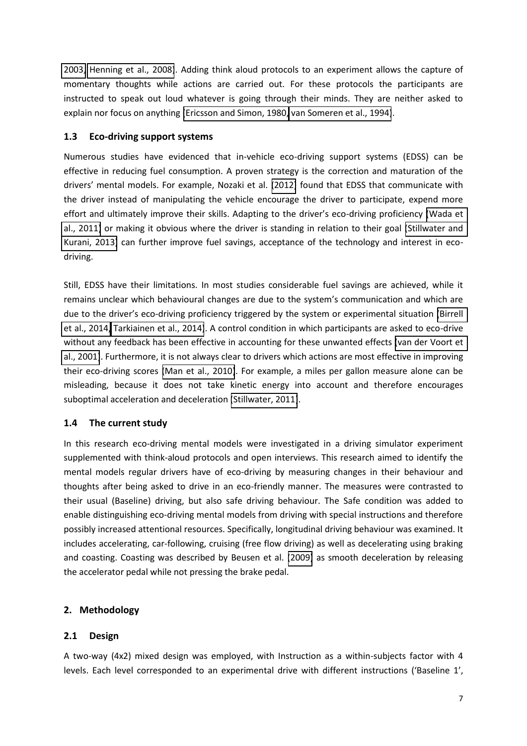2003, Henning et al., 2008). Adding think aloud protocols to an experiment allows the capture of momentary thoughts while actions are carried out. For these protocols the participants are instructed to speak out loud whatever is going through their minds. They are neither asked to explain nor focus on anything (Ericsson and Simon, 1980, van Someren et al., 1994).

### 1.3 Eco-driving support systems

Numerous studies have evidenced that in-vehicle eco-driving support systems (EDSS) can be effective in reducing fuel consumption. A proven strategy is the correction and maturation of the drivers' mental models. For example, Nozaki et al. (2012) found that EDSS that communicate with the driver instead of manipulating the vehicle encourage the driver to participate, expend more effort and ultimately improve their skills. Adapting to the driver's eco-driving proficiency (Wada et al., 2011) or making it obvious where the driver is standing in relation to their goal (Stillwater and Kurani, 2013) can further improve fuel savings, acceptance of the technology and interest in eco-driving.

Still, EDSS have their limitations. In most studies considerable fuel savings are achieved, while it remains unclear which behavioural changes are due to the system's communication and which are due to the driver's eco-driving proficiency triggered by the system or experimental situation (Birrell et al., 2014, Tarkiainen et al., 2014). A control condition in which participants are asked to eco-drive without any feedback has been effective in accounting for these unwanted effects (van der Voort et al., 2001). Furthermore, it is not always clear to drivers which actions are most effective in improving their eco-driving scores (Man et al., 2010). For example, a miles per gallon measure alone can be misleading, because it does not take kinetic energy into account and therefore encourages suboptimal acceleration and deceleration (Stillwater, 2011).

### 1.4 The current study

In this research eco-driving mental models were investigated in a driving simulator experiment supplemented with think-aloud protocols and open interviews. This research aimed to identify the mental models regular drivers have of eco-driving by measuring changes in their behaviour and thoughts after being asked to drive in an eco-friendly manner. The measures were contrasted to their usual (Baseline) driving, but also safe driving behaviour. The Safe condition was added to enable distinguishing eco-driving mental models from driving with special instructions and therefore possibly increased attentional resources. Specifically, longitudinal driving behaviour was examined. It includes accelerating, car-following, cruising (free flow driving) as well as decelerating using braking and coasting. Coasting was described by Beusen et al. (2009) as smooth deceleration by releasing the accelerator pedal while not pressing the brake pedal.

## 2. Methodology

### 2.1 Design

A two-way (4x2) mixed design was employed, with Instruction as a within-subjects factor with 4 levels. Each level corresponded to an experimental drive with different instructions ('Baseline 1',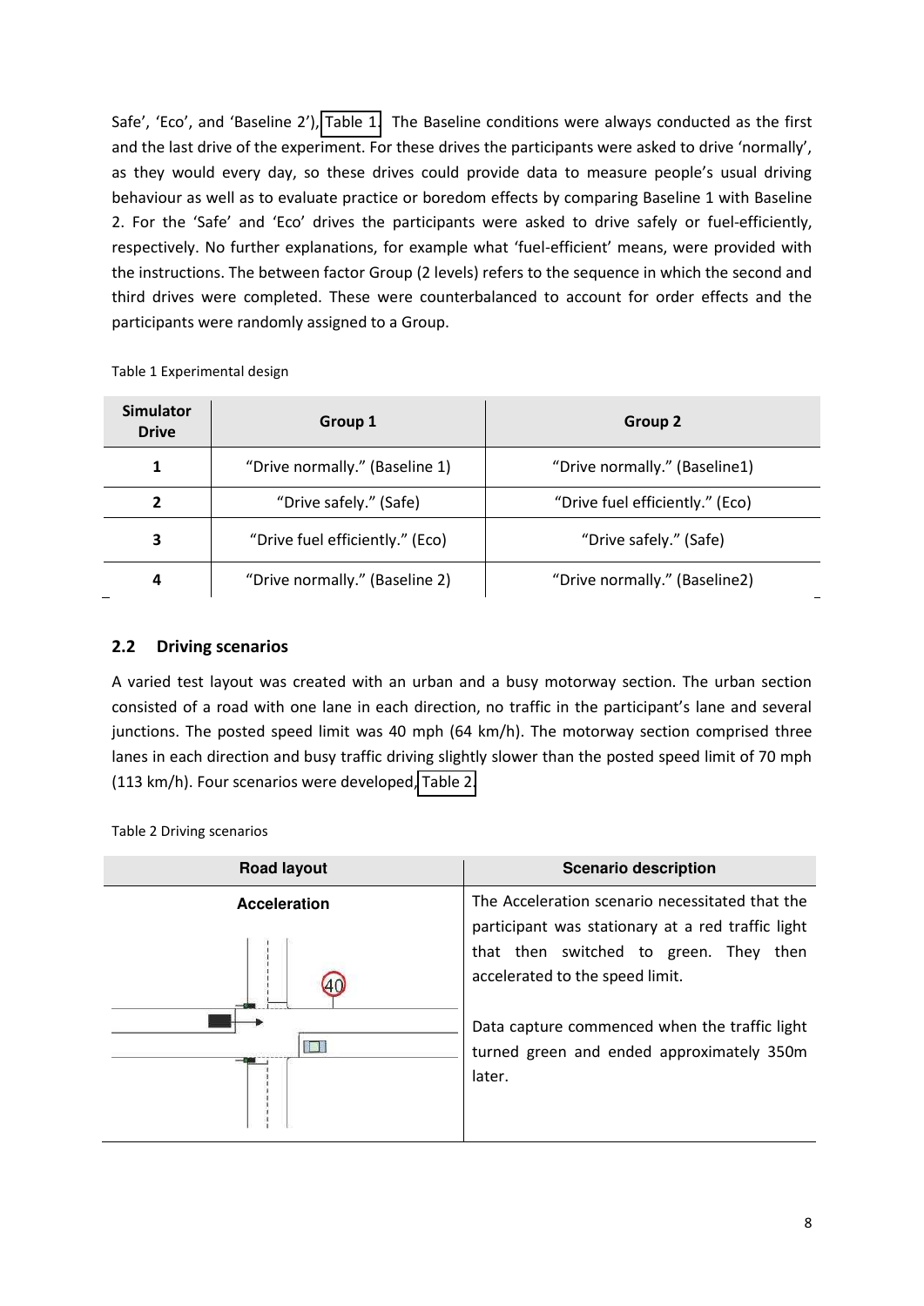Safe', 'Eco', and 'Baseline 2'), Table 1. The Baseline conditions were always conducted as the first and the last drive of the experiment. For these drives the participants were asked to drive 'normally', as they would every day, so these drives could provide data to measure people's usual driving behaviour as well as to evaluate practice or boredom effects by comparing Baseline 1 with Baseline 2. For the 'Safe' and 'Eco' drives the participants were asked to drive safely or fuel-efficiently, respectively. No further explanations, for example what 'fuel-efficient' means, were provided with the instructions. The between factor Group (2 levels) refers to the sequence in which the second and third drives were completed. These were counterbalanced to account for order effects and the participants were randomly assigned to a Group.

Table 1 Experimental design

| Simulator Drive | Group 1 | Group 2 |
|---|---|---|
| 1 | "Drive normally." (Baseline 1) | "Drive normally." (Baseline1) |
| 2 | "Drive safely." (Safe) | "Drive fuel efficiently." (Eco) |
| 3 | "Drive fuel efficiently." (Eco) | "Drive safely." (Safe) |
| 4 | "Drive normally." (Baseline 2) | "Drive normally." (Baseline2) |

## 2.2 Driving scenarios

A varied test layout was created with an urban and a busy motorway section. The urban section consisted of a road with one lane in each direction, no traffic in the participant's lane and several junctions. The posted speed limit was 40 mph (64 km/h). The motorway section comprised three lanes in each direction and busy traffic driving slightly slower than the posted speed limit of 70 mph (113 km/h). Four scenarios were developed, Table 2.

Table 2 Driving scenarios

| Road layout | Scenario description |
|---|---|
| **Acceleration** | The Acceleration scenario necessitated that the participant was stationary at a red traffic light that then switched to green. They then accelerated to the speed limit.<br><br>Data capture commenced when the traffic light turned green and ended approximately 350m later. |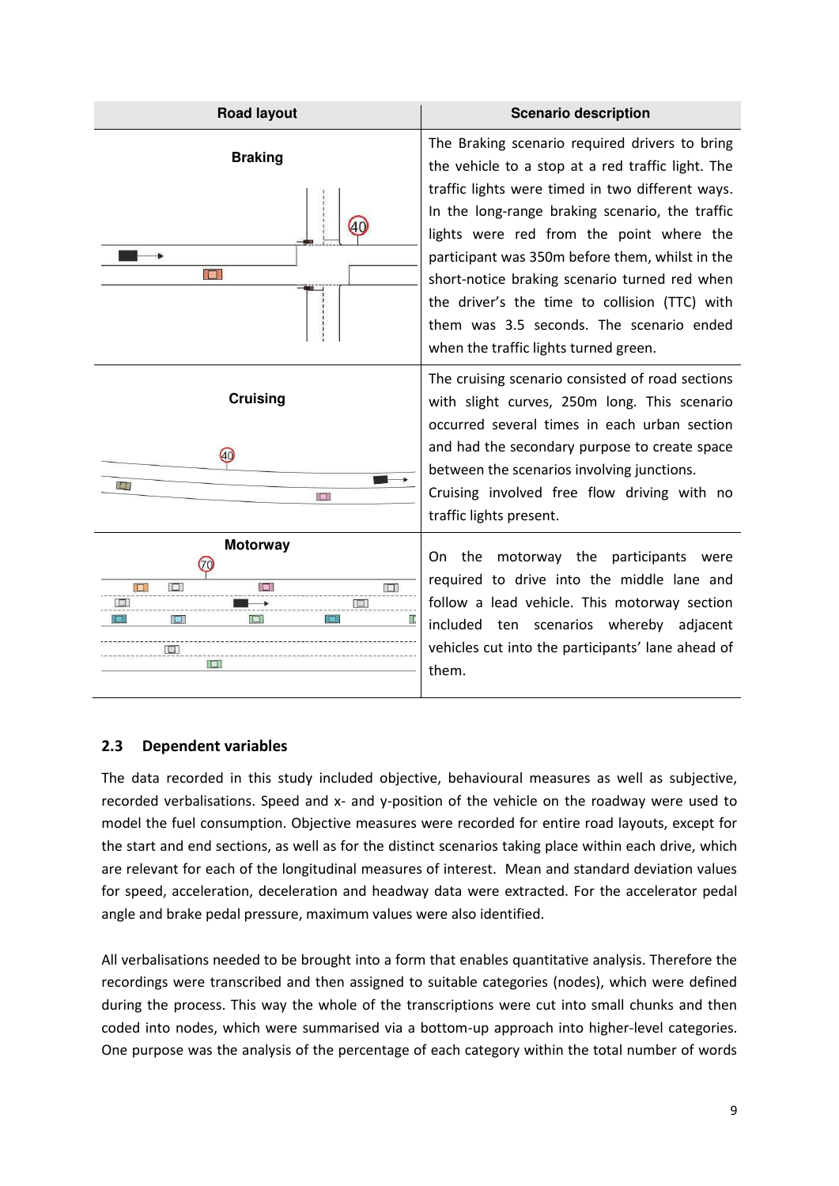| Road layout | Scenario description |
| --- | --- |
| **Braking** | The Braking scenario required drivers to bring the vehicle to a stop at a red traffic light. The traffic lights were timed in two different ways. In the long-range braking scenario, the traffic lights were red from the point where the participant was 350m before them, whilst in the short-notice braking scenario turned red when the driver's the time to collision (TTC) with them was 3.5 seconds. The scenario ended when the traffic lights turned green. |
| **Cruising** | The cruising scenario consisted of road sections with slight curves, 250m long. This scenario occurred several times in each urban section and had the secondary purpose to create space between the scenarios involving junctions. Cruising involved free flow driving with no traffic lights present. |
| **Motorway** | On the motorway the participants were required to drive into the middle lane and follow a lead vehicle. This motorway section included ten scenarios whereby adjacent vehicles cut into the participants' lane ahead of them. |

## 2.3 Dependent variables

The data recorded in this study included objective, behavioural measures as well as subjective, recorded verbalisations. Speed and x- and y-position of the vehicle on the roadway were used to model the fuel consumption. Objective measures were recorded for entire road layouts, except for the start and end sections, as well as for the distinct scenarios taking place within each drive, which are relevant for each of the longitudinal measures of interest. Mean and standard deviation values for speed, acceleration, deceleration and headway data were extracted. For the accelerator pedal angle and brake pedal pressure, maximum values were also identified.

All verbalisations needed to be brought into a form that enables quantitative analysis. Therefore the recordings were transcribed and then assigned to suitable categories (nodes), which were defined during the process. This way the whole of the transcriptions were cut into small chunks and then coded into nodes, which were summarised via a bottom-up approach into higher-level categories. One purpose was the analysis of the percentage of each category within the total number of words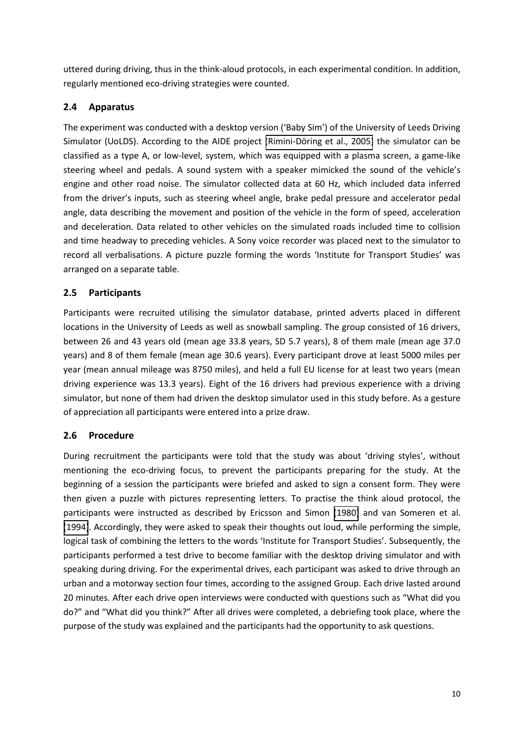uttered during driving, thus in the think-aloud protocols, in each experimental condition. In addition, regularly mentioned eco-driving strategies were counted.

## 2.4 Apparatus

The experiment was conducted with a desktop version ('Baby Sim') of the University of Leeds Driving Simulator (UoLDS). According to the AIDE project (Rimini-Döring et al., 2005) the simulator can be classified as a type A, or low-level, system, which was equipped with a plasma screen, a game-like steering wheel and pedals. A sound system with a speaker mimicked the sound of the vehicle's engine and other road noise. The simulator collected data at 60 Hz, which included data inferred from the driver's inputs, such as steering wheel angle, brake pedal pressure and accelerator pedal angle, data describing the movement and position of the vehicle in the form of speed, acceleration and deceleration. Data related to other vehicles on the simulated roads included time to collision and time headway to preceding vehicles. A Sony voice recorder was placed next to the simulator to record all verbalisations. A picture puzzle forming the words 'Institute for Transport Studies' was arranged on a separate table.

## 2.5 Participants

Participants were recruited utilising the simulator database, printed adverts placed in different locations in the University of Leeds as well as snowball sampling. The group consisted of 16 drivers, between 26 and 43 years old (mean age 33.8 years, SD 5.7 years), 8 of them male (mean age 37.0 years) and 8 of them female (mean age 30.6 years). Every participant drove at least 5000 miles per year (mean annual mileage was 8750 miles), and held a full EU license for at least two years (mean driving experience was 13.3 years). Eight of the 16 drivers had previous experience with a driving simulator, but none of them had driven the desktop simulator used in this study before. As a gesture of appreciation all participants were entered into a prize draw.

## 2.6 Procedure

During recruitment the participants were told that the study was about 'driving styles', without mentioning the eco-driving focus, to prevent the participants preparing for the study. At the beginning of a session the participants were briefed and asked to sign a consent form. They were then given a puzzle with pictures representing letters. To practise the think aloud protocol, the participants were instructed as described by Ericsson and Simon (1980) and van Someren et al. (1994). Accordingly, they were asked to speak their thoughts out loud, while performing the simple, logical task of combining the letters to the words 'Institute for Transport Studies'. Subsequently, the participants performed a test drive to become familiar with the desktop driving simulator and with speaking during driving. For the experimental drives, each participant was asked to drive through an urban and a motorway section four times, according to the assigned Group. Each drive lasted around 20 minutes. After each drive open interviews were conducted with questions such as "What did you do?" and "What did you think?" After all drives were completed, a debriefing took place, where the purpose of the study was explained and the participants had the opportunity to ask questions.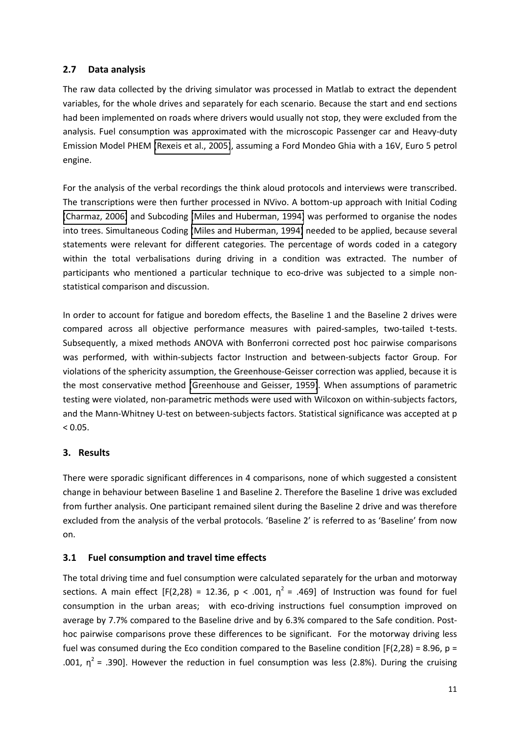## 2.7 Data analysis

The raw data collected by the driving simulator was processed in Matlab to extract the dependent variables, for the whole drives and separately for each scenario. Because the start and end sections had been implemented on roads where drivers would usually not stop, they were excluded from the analysis. Fuel consumption was approximated with the microscopic Passenger car and Heavy-duty Emission Model PHEM (Rexeis et al., 2005), assuming a Ford Mondeo Ghia with a 16V, Euro 5 petrol engine.

For the analysis of the verbal recordings the think aloud protocols and interviews were transcribed. The transcriptions were then further processed in NVivo. A bottom-up approach with Initial Coding (Charmaz, 2006) and Subcoding (Miles and Huberman, 1994) was performed to organise the nodes into trees. Simultaneous Coding (Miles and Huberman, 1994) needed to be applied, because several statements were relevant for different categories. The percentage of words coded in a category within the total verbalisations during driving in a condition was extracted. The number of participants who mentioned a particular technique to eco-drive was subjected to a simple non-statistical comparison and discussion.

In order to account for fatigue and boredom effects, the Baseline 1 and the Baseline 2 drives were compared across all objective performance measures with paired-samples, two-tailed t-tests. Subsequently, a mixed methods ANOVA with Bonferroni corrected post hoc pairwise comparisons was performed, with within-subjects factor Instruction and between-subjects factor Group. For violations of the sphericity assumption, the Greenhouse-Geisser correction was applied, because it is the most conservative method (Greenhouse and Geisser, 1959). When assumptions of parametric testing were violated, non-parametric methods were used with Wilcoxon on within-subjects factors, and the Mann-Whitney U-test on between-subjects factors. Statistical significance was accepted at $p < 0.05$.

## 3. Results

There were sporadic significant differences in 4 comparisons, none of which suggested a consistent change in behaviour between Baseline 1 and Baseline 2. Therefore the Baseline 1 drive was excluded from further analysis. One participant remained silent during the Baseline 2 drive and was therefore excluded from the analysis of the verbal protocols. 'Baseline 2' is referred to as 'Baseline' from now on.

### 3.1 Fuel consumption and travel time effects

The total driving time and fuel consumption were calculated separately for the urban and motorway sections. A main effect [$F(2,28) = 12.36$, $p < .001$, $\eta^2 = .469$] of Instruction was found for fuel consumption in the urban areas; with eco-driving instructions fuel consumption improved on average by 7.7% compared to the Baseline drive and by 6.3% compared to the Safe condition. Post-hoc pairwise comparisons prove these differences to be significant. For the motorway driving less fuel was consumed during the Eco condition compared to the Baseline condition [$F(2,28) = 8.96$, $p = .001$, $\eta^2 = .390$]. However the reduction in fuel consumption was less (2.8%). During the cruising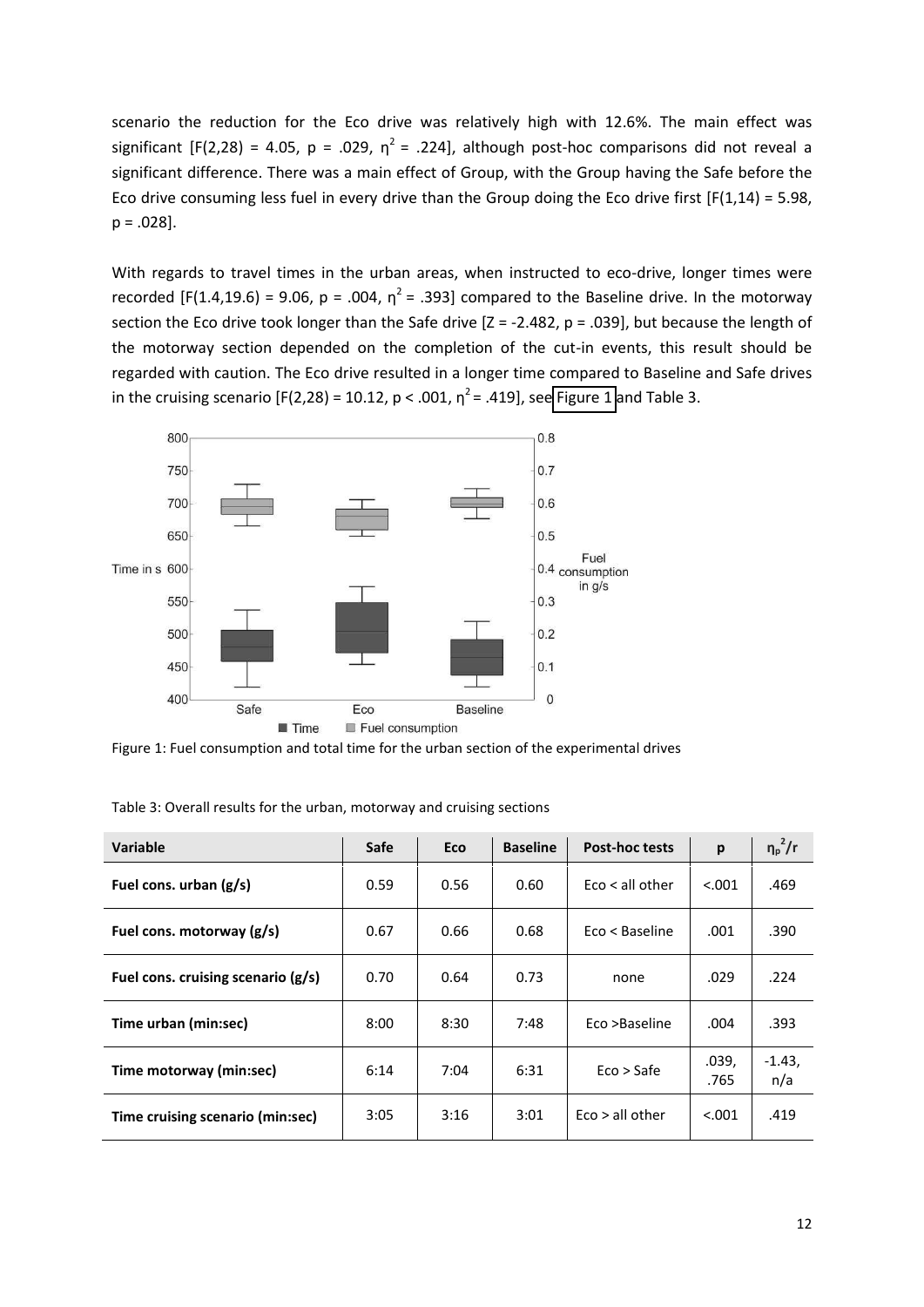scenario the reduction for the Eco drive was relatively high with 12.6%. The main effect was significant [$F(2,28) = 4.05$, $p = .029$, $\eta^2 = .224$], although post-hoc comparisons did not reveal a significant difference. There was a main effect of Group, with the Group having the Safe before the Eco drive consuming less fuel in every drive than the Group doing the Eco drive first [$F(1,14) = 5.98$, $p = .028$].

With regards to travel times in the urban areas, when instructed to eco-drive, longer times were recorded [$F(1.4,19.6) = 9.06$, $p = .004$, $\eta^2 = .393$] compared to the Baseline drive. In the motorway section the Eco drive took longer than the Safe drive [$Z = -2.482$, $p = .039$], but because the length of the motorway section depended on the completion of the cut-in events, this result should be regarded with caution. The Eco drive resulted in a longer time compared to Baseline and Safe drives in the cruising scenario [$F(2,28) = 10.12$, $p < .001$, $\eta^2 = .419$], see Figure 1 and Table 3.

Figure 1: Fuel consumption and total time for the urban section of the experimental drives

Table 3: Overall results for the urban, motorway and cruising sections

| Variable | Safe | Eco | Baseline | Post-hoc tests | p | $\eta_p^2/r$ |
|---|---|---|---|---|---|---|
| **Fuel cons. urban (g/s)** | 0.59 | 0.56 | 0.60 | Eco < all other | <.001 | .469 |
| **Fuel cons. motorway (g/s)** | 0.67 | 0.66 | 0.68 | Eco < Baseline | .001 | .390 |
| **Fuel cons. cruising scenario (g/s)** | 0.70 | 0.64 | 0.73 | none | .029 | .224 |
| **Time urban (min:sec)** | 8:00 | 8:30 | 7:48 | Eco >Baseline | .004 | .393 |
| **Time motorway (min:sec)** | 6:14 | 7:04 | 6:31 | Eco > Safe | .039, .765 | -1.43, n/a |
| **Time cruising scenario (min:sec)** | 3:05 | 3:16 | 3:01 | Eco > all other | <.001 | .419 |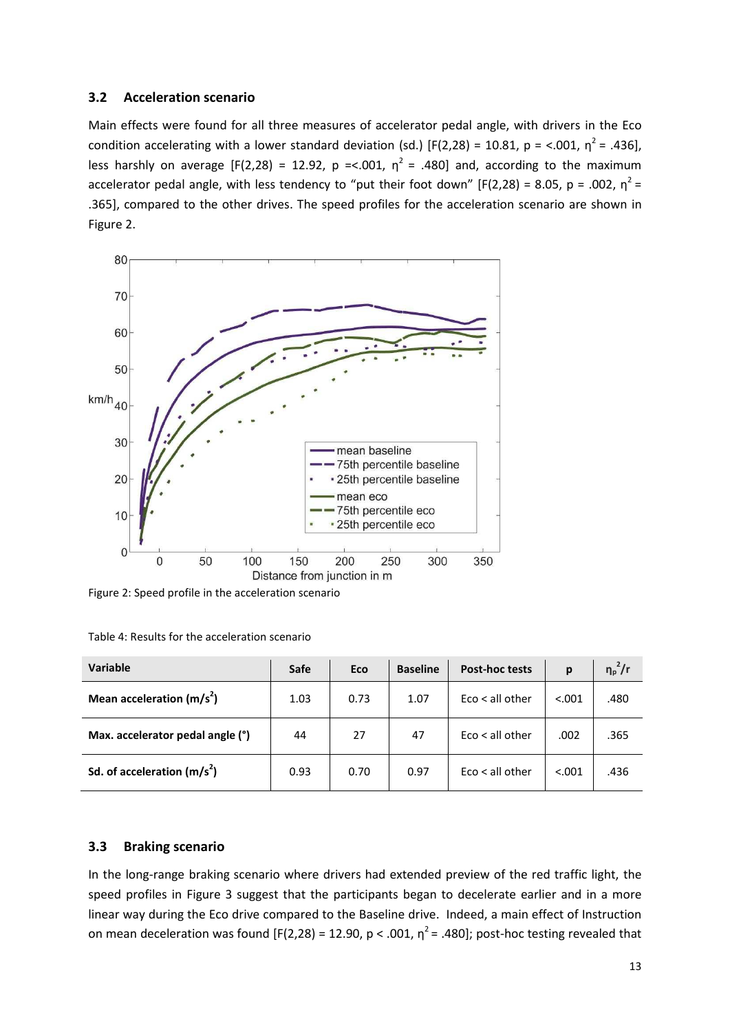### 3.2 Acceleration scenario

Main effects were found for all three measures of accelerator pedal angle, with drivers in the Eco condition accelerating with a lower standard deviation (sd.) [$F(2,28) = 10.81$, $p = <.001$, $\eta^2 = .436$], less harshly on average [$F(2,28) = 12.92$, $p =<.001$, $\eta^2 = .480$] and, according to the maximum accelerator pedal angle, with less tendency to "put their foot down" [$F(2,28) = 8.05$, $p = .002$, $\eta^2 = .365$], compared to the other drives. The speed profiles for the acceleration scenario are shown in Figure 2.

Figure 2: Speed profile in the acceleration scenario

Table 4: Results for the acceleration scenario

| Variable | Safe | Eco | Baseline | Post-hoc tests | p | $\eta_p^2/r$ |
|---|---|---|---|---|---|---|
| Mean acceleration ($m/s^2$) | 1.03 | 0.73 | 1.07 | Eco < all other | <.001 | .480 |
| Max. accelerator pedal angle (°) | 44 | 27 | 47 | Eco < all other | .002 | .365 |
| Sd. of acceleration ($m/s^2$) | 0.93 | 0.70 | 0.97 | Eco < all other | <.001 | .436 |

### 3.3 Braking scenario

In the long-range braking scenario where drivers had extended preview of the red traffic light, the speed profiles in Figure 3 suggest that the participants began to decelerate earlier and in a more linear way during the Eco drive compared to the Baseline drive. Indeed, a main effect of Instruction on mean deceleration was found [$F(2,28) = 12.90$, $p < .001$, $\eta^2 = .480$]; post-hoc testing revealed that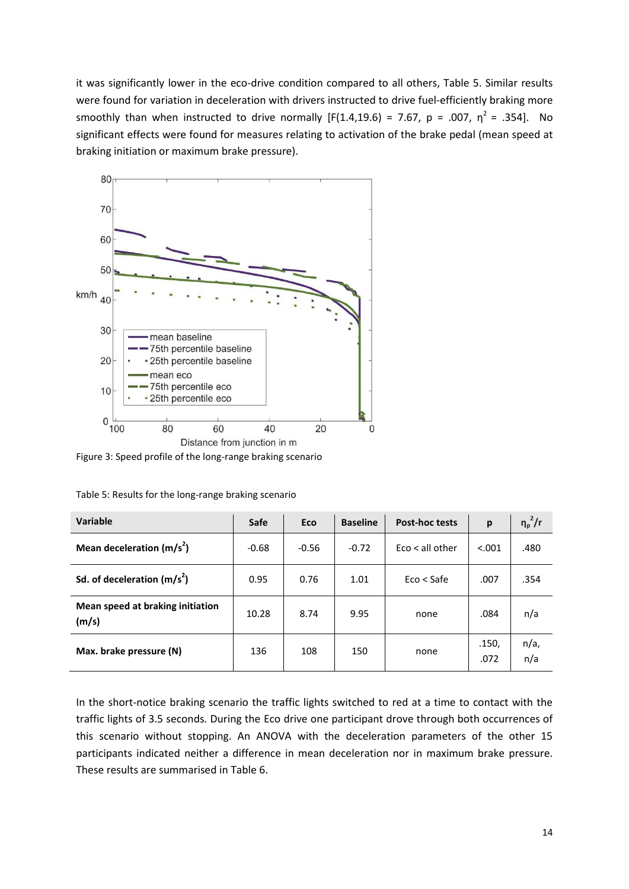it was significantly lower in the eco-drive condition compared to all others, Table 5. Similar results were found for variation in deceleration with drivers instructed to drive fuel-efficiently braking more smoothly than when instructed to drive normally [$F(1.4,19.6) = 7.67$, $p = .007$, $\eta^2 = .354$]. No significant effects were found for measures relating to activation of the brake pedal (mean speed at braking initiation or maximum brake pressure).

Figure 3: Speed profile of the long-range braking scenario

Table 5: Results for the long-range braking scenario

| Variable | Safe | Eco | Baseline | Post-hoc tests | p | $\eta_p^2$/r |
|---|---|---|---|---|---|---|
| **Mean deceleration ($m/s^2$)** | -0.68 | -0.56 | -0.72 | Eco < all other | <.001 | .480 |
| **Sd. of deceleration ($m/s^2$)** | 0.95 | 0.76 | 1.01 | Eco < Safe | .007 | .354 |
| **Mean speed at braking initiation (m/s)** | 10.28 | 8.74 | 9.95 | none | .084 | n/a |
| **Max. brake pressure (N)** | 136 | 108 | 150 | none | .150, .072 | n/a, n/a |

In the short-notice braking scenario the traffic lights switched to red at a time to contact with the traffic lights of 3.5 seconds. During the Eco drive one participant drove through both occurrences of this scenario without stopping. An ANOVA with the deceleration parameters of the other 15 participants indicated neither a difference in mean deceleration nor in maximum brake pressure. These results are summarised in Table 6.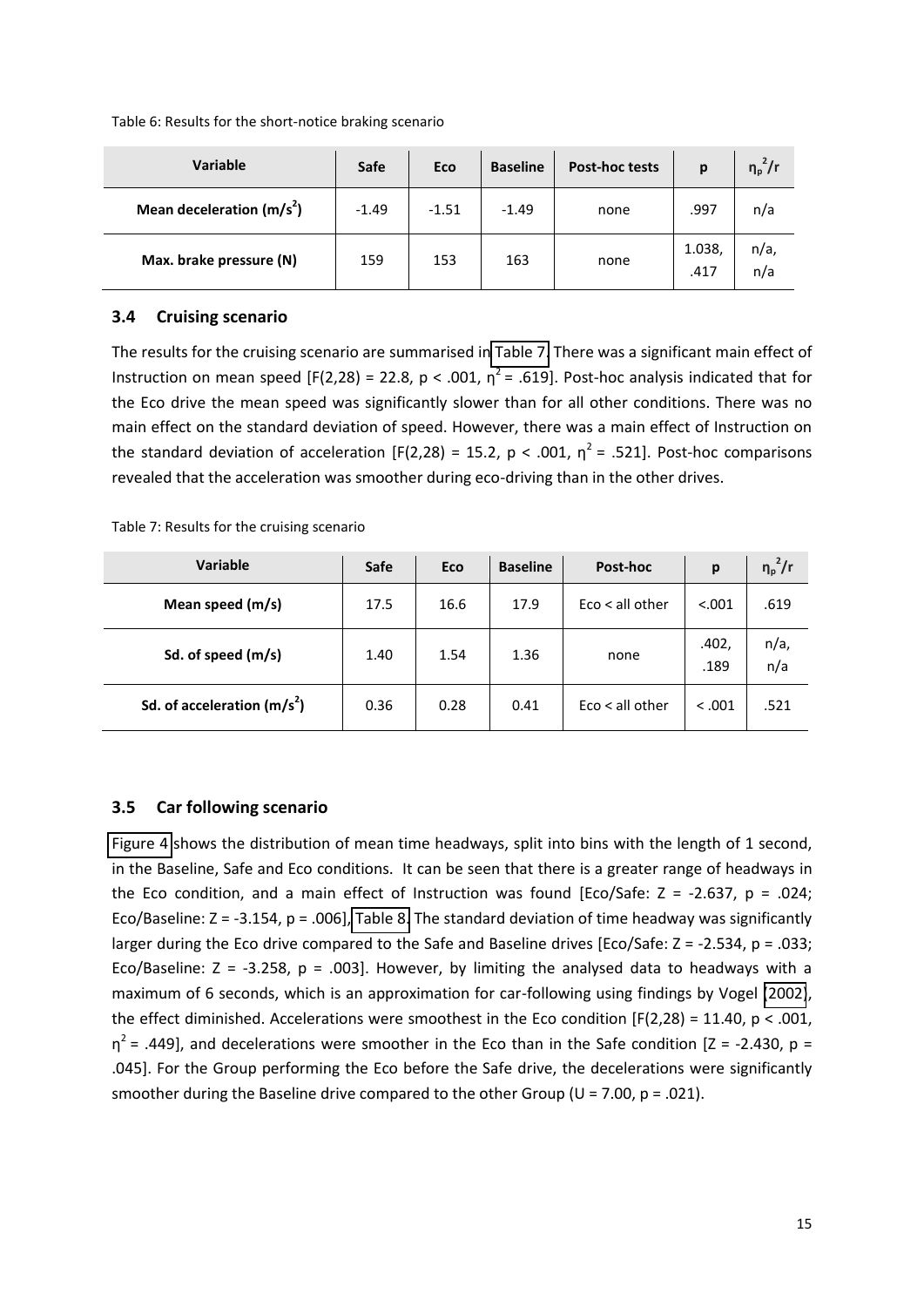Table 6: Results for the short-notice braking scenario

| Variable | Safe | Eco | Baseline | Post-hoc tests | p | $\eta_p^2$/r |
|---|---|---|---|---|---|---|
| **Mean deceleration ($m/s^2$)** | -1.49 | -1.51 | -1.49 | none | .997 | n/a |
| **Max. brake pressure (N)** | 159 | 153 | 163 | none | 1.038, .417 | n/a, n/a |

### 3.4 Cruising scenario

The results for the cruising scenario are summarised in Table 7. There was a significant main effect of Instruction on mean speed [$F(2,28) = 22.8$, $p < .001$, $\eta^2 = .619$]. Post-hoc analysis indicated that for the Eco drive the mean speed was significantly slower than for all other conditions. There was no main effect on the standard deviation of speed. However, there was a main effect of Instruction on the standard deviation of acceleration [$F(2,28) = 15.2$, $p < .001$, $\eta^2 = .521$]. Post-hoc comparisons revealed that the acceleration was smoother during eco-driving than in the other drives.

Table 7: Results for the cruising scenario

| Variable | Safe | Eco | Baseline | Post-hoc | p | $\eta_p^2$/r |
|---|---|---|---|---|---|---|
| **Mean speed (m/s)** | 17.5 | 16.6 | 17.9 | Eco < all other | <.001 | .619 |
| **Sd. of speed (m/s)** | 1.40 | 1.54 | 1.36 | none | .402, .189 | n/a, n/a |
| **Sd. of acceleration ($m/s^2$)** | 0.36 | 0.28 | 0.41 | Eco < all other | < .001 | .521 |

### 3.5 Car following scenario

Figure 4 shows the distribution of mean time headways, split into bins with the length of 1 second, in the Baseline, Safe and Eco conditions. It can be seen that there is a greater range of headways in the Eco condition, and a main effect of Instruction was found [Eco/Safe: $Z = -2.637$, $p = .024$; Eco/Baseline: $Z = -3.154$, $p = .006$], Table 8. The standard deviation of time headway was significantly larger during the Eco drive compared to the Safe and Baseline drives [Eco/Safe: $Z = -2.534$, $p = .033$; Eco/Baseline: $Z = -3.258$, $p = .003$]. However, by limiting the analysed data to headways with a maximum of 6 seconds, which is an approximation for car-following using findings by Vogel (2002), the effect diminished. Accelerations were smoothest in the Eco condition [$F(2,28) = 11.40$, $p < .001$, $\eta^2 = .449$], and decelerations were smoother in the Eco than in the Safe condition [$Z = -2.430$, $p = .045$]. For the Group performing the Eco before the Safe drive, the decelerations were significantly smoother during the Baseline drive compared to the other Group ($U = 7.00$, $p = .021$).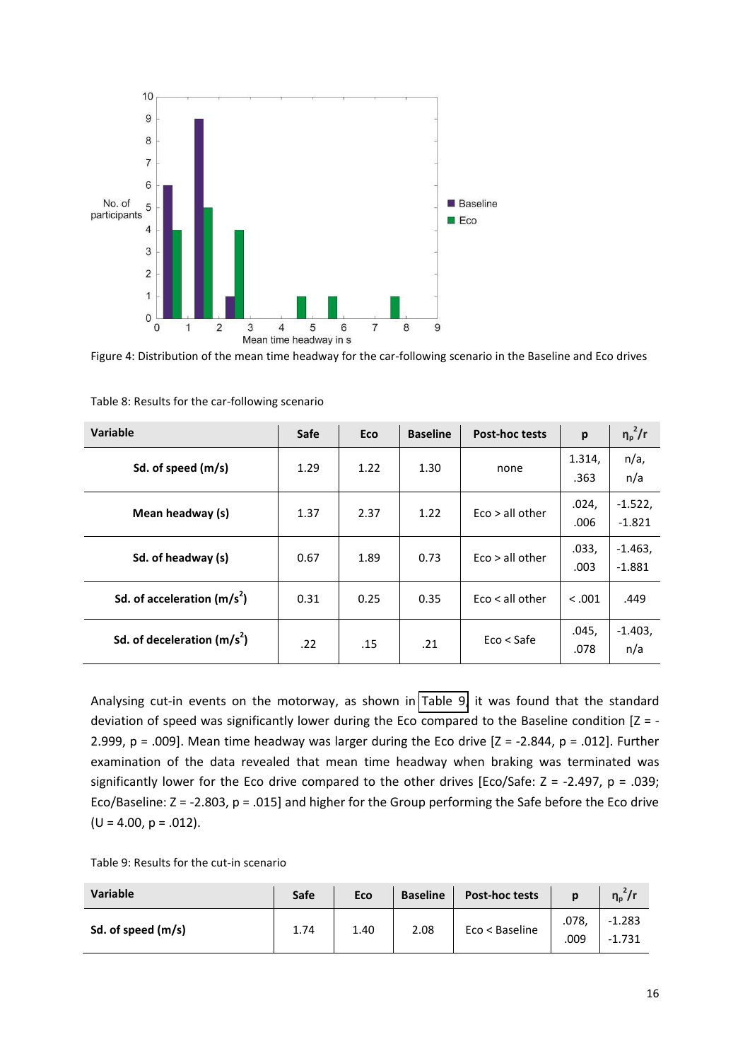Figure 4: Distribution of the mean time headway for the car-following scenario in the Baseline and Eco drives

Table 8: Results for the car-following scenario

| Variable | Safe | Eco | Baseline | Post-hoc tests | p | $\eta_p^2/r$ |
|---|---|---|---|---|---|---|
| **Sd. of speed (m/s)** | 1.29 | 1.22 | 1.30 | none | 1.314, .363 | n/a, n/a |
| **Mean headway (s)** | 1.37 | 2.37 | 1.22 | Eco > all other | .024, .006 | -1.522, -1.821 |
| **Sd. of headway (s)** | 0.67 | 1.89 | 0.73 | Eco > all other | .033, .003 | -1.463, -1.881 |
| **Sd. of acceleration (m/s$^2$)** | 0.31 | 0.25 | 0.35 | Eco < all other | < .001 | .449 |
| **Sd. of deceleration (m/s$^2$)** | .22 | .15 | .21 | Eco < Safe | .045, .078 | -1.403, n/a |

Analysing cut-in events on the motorway, as shown in Table 9, it was found that the standard deviation of speed was significantly lower during the Eco compared to the Baseline condition [Z = -2.999, p = .009]. Mean time headway was larger during the Eco drive [Z = -2.844, p = .012]. Further examination of the data revealed that mean time headway when braking was terminated was significantly lower for the Eco drive compared to the other drives [Eco/Safe: Z = -2.497, p = .039; Eco/Baseline: Z = -2.803, p = .015] and higher for the Group performing the Safe before the Eco drive (U = 4.00, p = .012).

Table 9: Results for the cut-in scenario

| Variable | Safe | Eco | Baseline | Post-hoc tests | p | $\eta_p^2/r$ |
|---|---|---|---|---|---|---|
| **Sd. of speed (m/s)** | 1.74 | 1.40 | 2.08 | Eco < Baseline | .078, .009 | -1.283 -1.731 |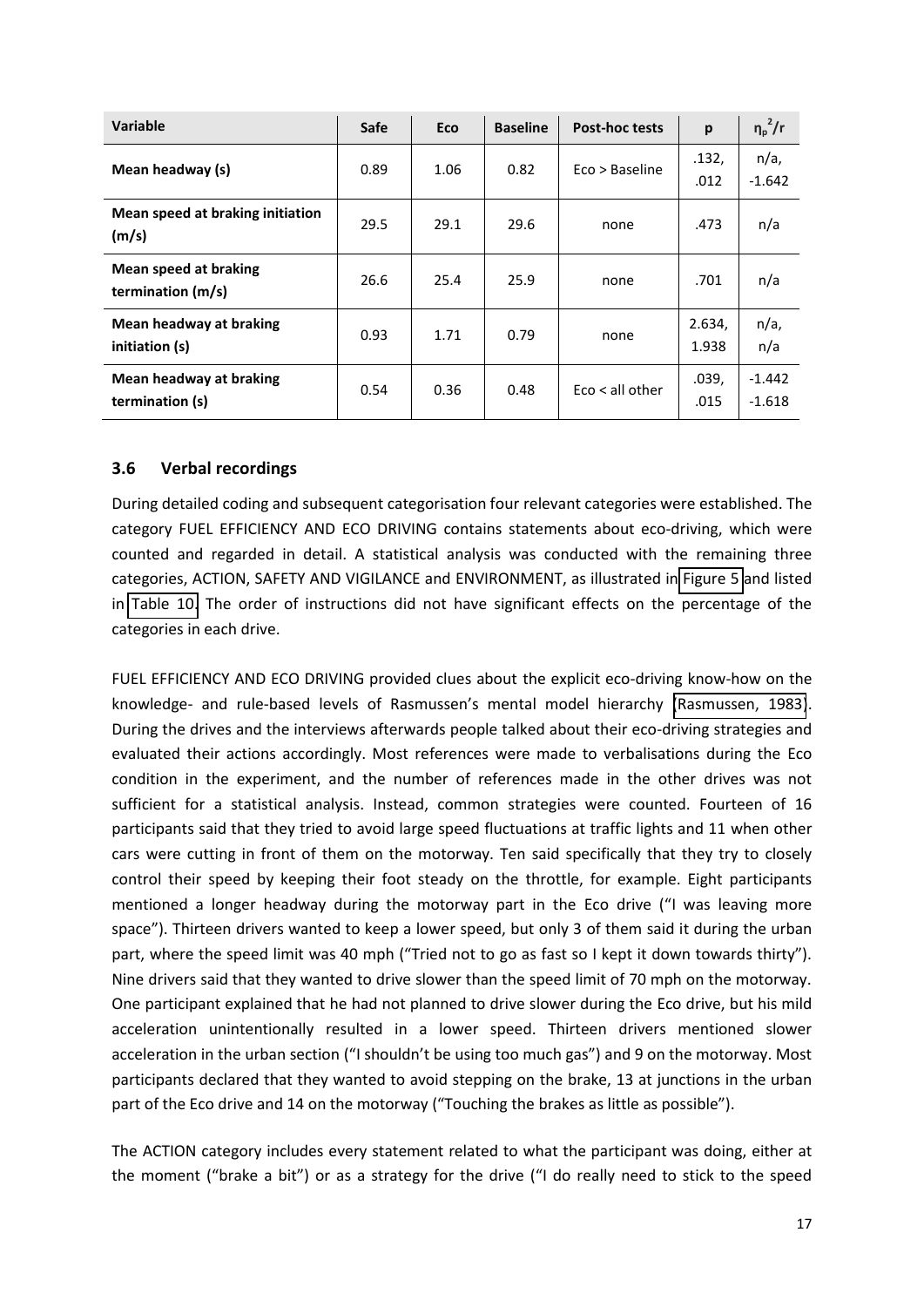| Variable | Safe | Eco | Baseline | Post-hoc tests | p | $\eta_p^2$/r |
|---|---|---|---|---|---|---|
| **Mean headway (s)** | 0.89 | 1.06 | 0.82 | Eco > Baseline | .132, .012 | n/a, -1.642 |
| **Mean speed at braking initiation (m/s)** | 29.5 | 29.1 | 29.6 | none | .473 | n/a |
| **Mean speed at braking termination (m/s)** | 26.6 | 25.4 | 25.9 | none | .701 | n/a |
| **Mean headway at braking initiation (s)** | 0.93 | 1.71 | 0.79 | none | 2.634, 1.938 | n/a, n/a |
| **Mean headway at braking termination (s)** | 0.54 | 0.36 | 0.48 | Eco < all other | .039, .015 | -1.442 -1.618 |

### 3.6 Verbal recordings

During detailed coding and subsequent categorisation four relevant categories were established. The category FUEL EFFICIENCY AND ECO DRIVING contains statements about eco-driving, which were counted and regarded in detail. A statistical analysis was conducted with the remaining three categories, ACTION, SAFETY AND VIGILANCE and ENVIRONMENT, as illustrated in Figure 5 and listed in Table 10. The order of instructions did not have significant effects on the percentage of the categories in each drive.

FUEL EFFICIENCY AND ECO DRIVING provided clues about the explicit eco-driving know-how on the knowledge- and rule-based levels of Rasmussen's mental model hierarchy (Rasmussen, 1983). During the drives and the interviews afterwards people talked about their eco-driving strategies and evaluated their actions accordingly. Most references were made to verbalisations during the Eco condition in the experiment, and the number of references made in the other drives was not sufficient for a statistical analysis. Instead, common strategies were counted. Fourteen of 16 participants said that they tried to avoid large speed fluctuations at traffic lights and 11 when other cars were cutting in front of them on the motorway. Ten said specifically that they try to closely control their speed by keeping their foot steady on the throttle, for example. Eight participants mentioned a longer headway during the motorway part in the Eco drive ("I was leaving more space"). Thirteen drivers wanted to keep a lower speed, but only 3 of them said it during the urban part, where the speed limit was 40 mph ("Tried not to go as fast so I kept it down towards thirty"). Nine drivers said that they wanted to drive slower than the speed limit of 70 mph on the motorway. One participant explained that he had not planned to drive slower during the Eco drive, but his mild acceleration unintentionally resulted in a lower speed. Thirteen drivers mentioned slower acceleration in the urban section ("I shouldn't be using too much gas") and 9 on the motorway. Most participants declared that they wanted to avoid stepping on the brake, 13 at junctions in the urban part of the Eco drive and 14 on the motorway ("Touching the brakes as little as possible").

The ACTION category includes every statement related to what the participant was doing, either at the moment ("brake a bit") or as a strategy for the drive ("I do really need to stick to the speed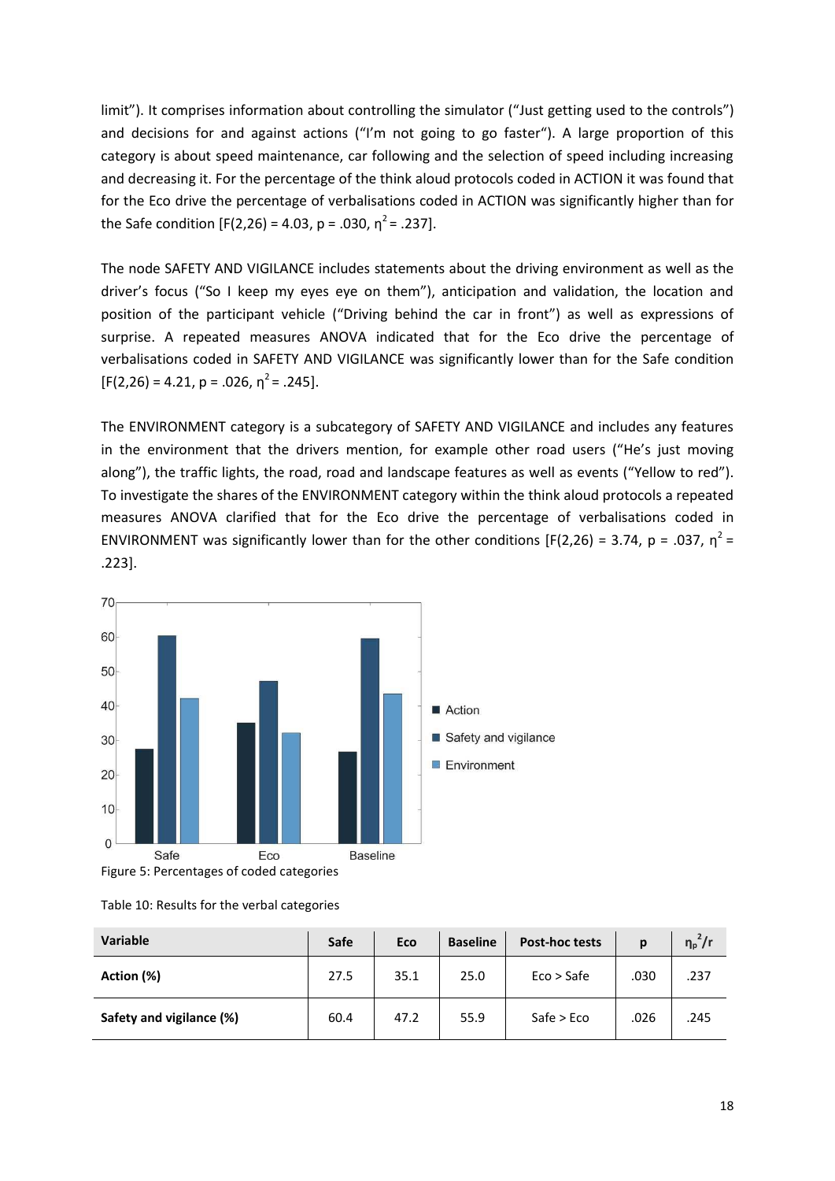limit"). It comprises information about controlling the simulator ("Just getting used to the controls") and decisions for and against actions ("I'm not going to go faster"). A large proportion of this category is about speed maintenance, car following and the selection of speed including increasing and decreasing it. For the percentage of the think aloud protocols coded in ACTION it was found that for the Eco drive the percentage of verbalisations coded in ACTION was significantly higher than for the Safe condition [$F(2,26) = 4.03$, $p = .030$, $\eta^2 = .237$].

The node SAFETY AND VIGILANCE includes statements about the driving environment as well as the driver's focus ("So I keep my eyes eye on them"), anticipation and validation, the location and position of the participant vehicle ("Driving behind the car in front") as well as expressions of surprise. A repeated measures ANOVA indicated that for the Eco drive the percentage of verbalisations coded in SAFETY AND VIGILANCE was significantly lower than for the Safe condition [$F(2,26) = 4.21$, $p = .026$, $\eta^2 = .245$].

The ENVIRONMENT category is a subcategory of SAFETY AND VIGILANCE and includes any features in the environment that the drivers mention, for example other road users ("He's just moving along"), the traffic lights, the road, road and landscape features as well as events ("Yellow to red"). To investigate the shares of the ENVIRONMENT category within the think aloud protocols a repeated measures ANOVA clarified that for the Eco drive the percentage of verbalisations coded in ENVIRONMENT was significantly lower than for the other conditions [$F(2,26) = 3.74$, $p = .037$, $\eta^2 = .223$].

Figure 5: Percentages of coded categories

Table 10: Results for the verbal categories

| Variable | Safe | Eco | Baseline | Post-hoc tests | p | $\eta_p^2/r$ |
|---|---|---|---|---|---|---|
| **Action (%)** | 27.5 | 35.1 | 25.0 | Eco > Safe | .030 | .237 |
| **Safety and vigilance (%)** | 60.4 | 47.2 | 55.9 | Safe > Eco | .026 | .245 |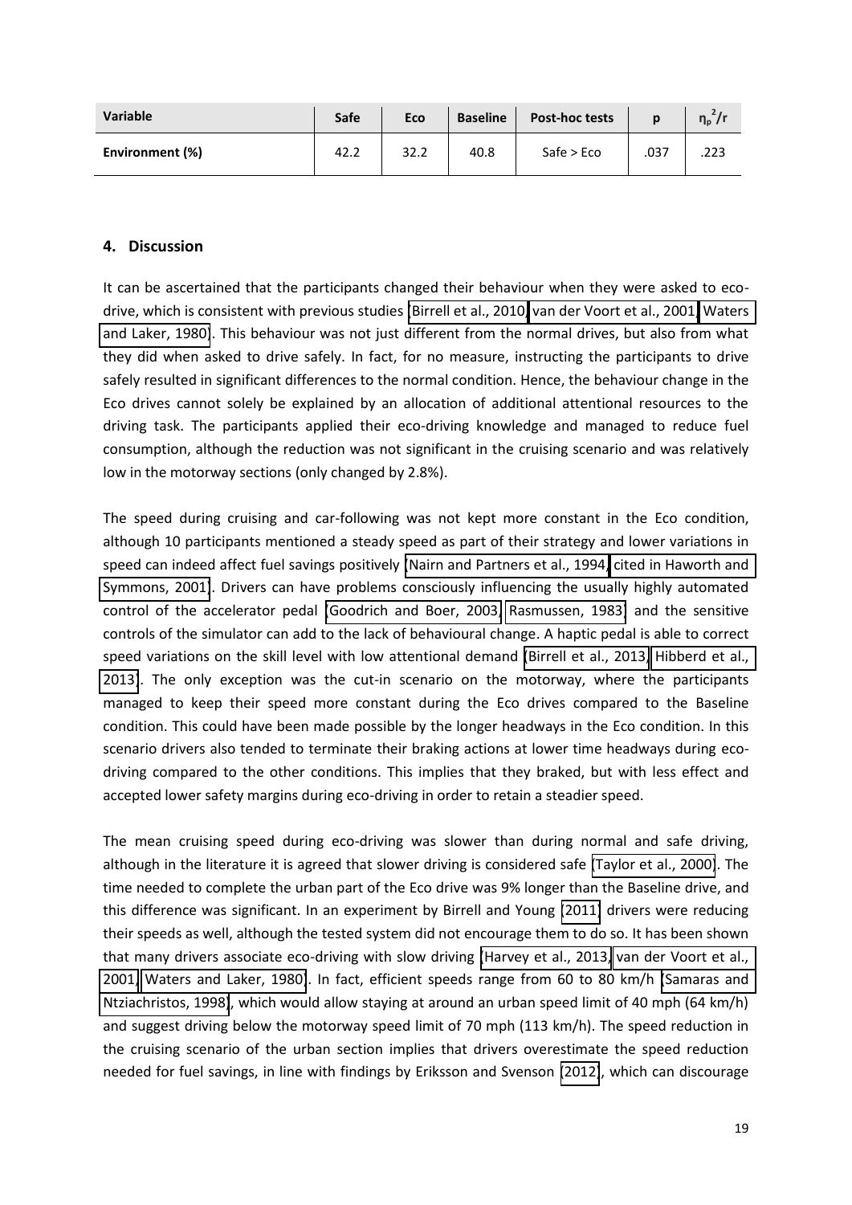| Variable | Safe | Eco | Baseline | Post-hoc tests | p | $\eta_p^2/r$ |
|---|---|---|---|---|---|---|
| **Environment (%)** | 42.2 | 32.2 | 40.8 | Safe > Eco | .037 | .223 |

## 4. Discussion

It can be ascertained that the participants changed their behaviour when they were asked to eco-drive, which is consistent with previous studies (Birrell et al., 2010, van der Voort et al., 2001, Waters and Laker, 1980). This behaviour was not just different from the normal drives, but also from what they did when asked to drive safely. In fact, for no measure, instructing the participants to drive safely resulted in significant differences to the normal condition. Hence, the behaviour change in the Eco drives cannot solely be explained by an allocation of additional attentional resources to the driving task. The participants applied their eco-driving knowledge and managed to reduce fuel consumption, although the reduction was not significant in the cruising scenario and was relatively low in the motorway sections (only changed by 2.8%).

The speed during cruising and car-following was not kept more constant in the Eco condition, although 10 participants mentioned a steady speed as part of their strategy and lower variations in speed can indeed affect fuel savings positively (Nairn and Partners et al., 1994, cited in Haworth and Symmons, 2001). Drivers can have problems consciously influencing the usually highly automated control of the accelerator pedal (Goodrich and Boer, 2003, Rasmussen, 1983) and the sensitive controls of the simulator can add to the lack of behavioural change. A haptic pedal is able to correct speed variations on the skill level with low attentional demand (Birrell et al., 2013, Hibberd et al., 2013). The only exception was the cut-in scenario on the motorway, where the participants managed to keep their speed more constant during the Eco drives compared to the Baseline condition. This could have been made possible by the longer headways in the Eco condition. In this scenario drivers also tended to terminate their braking actions at lower time headways during eco-driving compared to the other conditions. This implies that they braked, but with less effect and accepted lower safety margins during eco-driving in order to retain a steadier speed.

The mean cruising speed during eco-driving was slower than during normal and safe driving, although in the literature it is agreed that slower driving is considered safe (Taylor et al., 2000). The time needed to complete the urban part of the Eco drive was 9% longer than the Baseline drive, and this difference was significant. In an experiment by Birrell and Young (2011) drivers were reducing their speeds as well, although the tested system did not encourage them to do so. It has been shown that many drivers associate eco-driving with slow driving (Harvey et al., 2013, van der Voort et al., 2001, Waters and Laker, 1980). In fact, efficient speeds range from 60 to 80 km/h (Samaras and Ntziachristos, 1998), which would allow staying at around an urban speed limit of 40 mph (64 km/h) and suggest driving below the motorway speed limit of 70 mph (113 km/h). The speed reduction in the cruising scenario of the urban section implies that drivers overestimate the speed reduction needed for fuel savings, in line with findings by Eriksson and Svenson (2012), which can discourage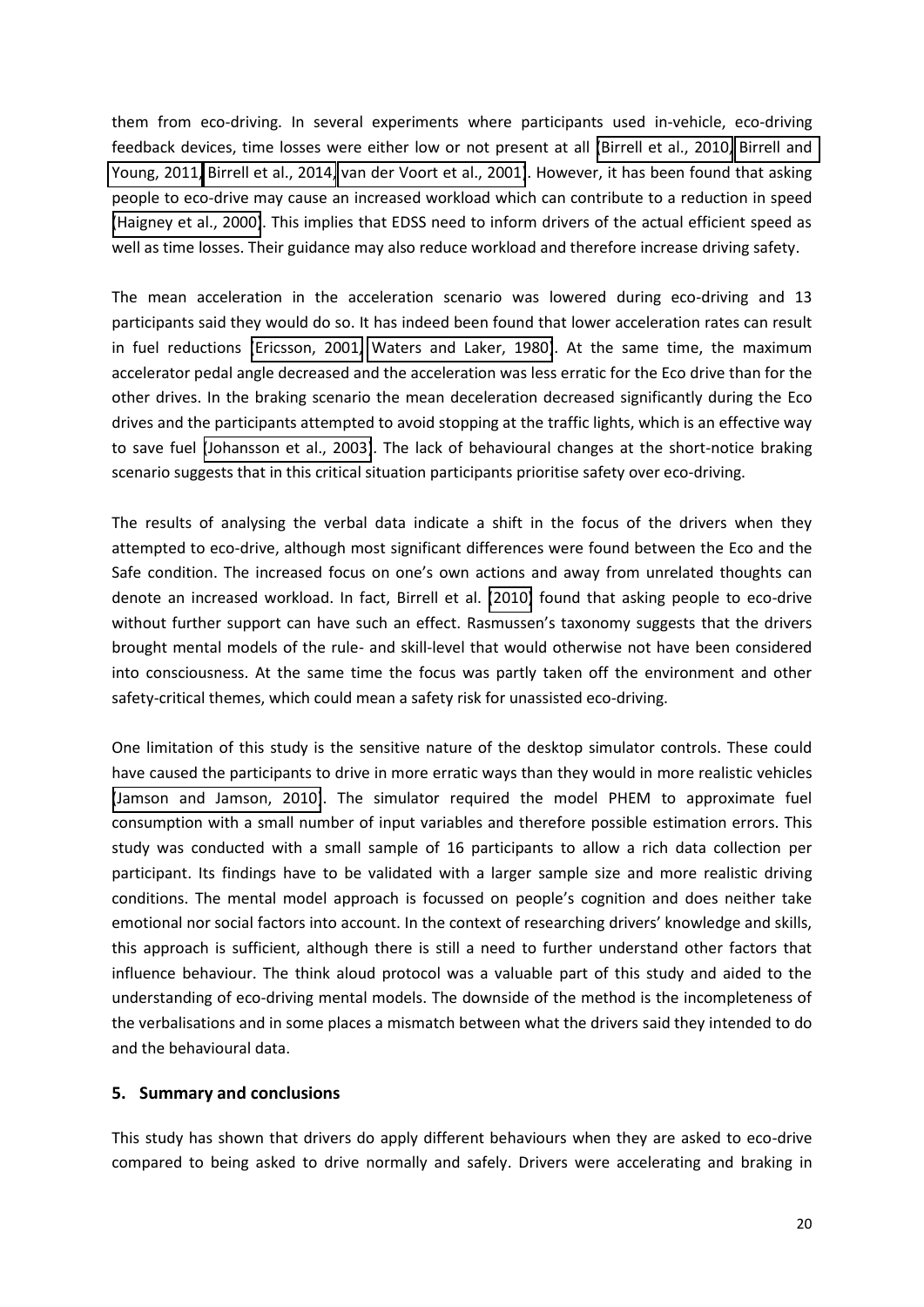them from eco-driving. In several experiments where participants used in-vehicle, eco-driving feedback devices, time losses were either low or not present at all (Birrell et al., 2010, Birrell and Young, 2011, Birrell et al., 2014, van der Voort et al., 2001). However, it has been found that asking people to eco-drive may cause an increased workload which can contribute to a reduction in speed (Haigney et al., 2000). This implies that EDSS need to inform drivers of the actual efficient speed as well as time losses. Their guidance may also reduce workload and therefore increase driving safety.

The mean acceleration in the acceleration scenario was lowered during eco-driving and 13 participants said they would do so. It has indeed been found that lower acceleration rates can result in fuel reductions (Ericsson, 2001, Waters and Laker, 1980). At the same time, the maximum accelerator pedal angle decreased and the acceleration was less erratic for the Eco drive than for the other drives. In the braking scenario the mean deceleration decreased significantly during the Eco drives and the participants attempted to avoid stopping at the traffic lights, which is an effective way to save fuel (Johansson et al., 2003). The lack of behavioural changes at the short-notice braking scenario suggests that in this critical situation participants prioritise safety over eco-driving.

The results of analysing the verbal data indicate a shift in the focus of the drivers when they attempted to eco-drive, although most significant differences were found between the Eco and the Safe condition. The increased focus on one's own actions and away from unrelated thoughts can denote an increased workload. In fact, Birrell et al. (2010) found that asking people to eco-drive without further support can have such an effect. Rasmussen's taxonomy suggests that the drivers brought mental models of the rule- and skill-level that would otherwise not have been considered into consciousness. At the same time the focus was partly taken off the environment and other safety-critical themes, which could mean a safety risk for unassisted eco-driving.

One limitation of this study is the sensitive nature of the desktop simulator controls. These could have caused the participants to drive in more erratic ways than they would in more realistic vehicles (Jamson and Jamson, 2010). The simulator required the model PHEM to approximate fuel consumption with a small number of input variables and therefore possible estimation errors. This study was conducted with a small sample of 16 participants to allow a rich data collection per participant. Its findings have to be validated with a larger sample size and more realistic driving conditions. The mental model approach is focussed on people's cognition and does neither take emotional nor social factors into account. In the context of researching drivers' knowledge and skills, this approach is sufficient, although there is still a need to further understand other factors that influence behaviour. The think aloud protocol was a valuable part of this study and aided to the understanding of eco-driving mental models. The downside of the method is the incompleteness of the verbalisations and in some places a mismatch between what the drivers said they intended to do and the behavioural data.

## 5. Summary and conclusions

This study has shown that drivers do apply different behaviours when they are asked to eco-drive compared to being asked to drive normally and safely. Drivers were accelerating and braking in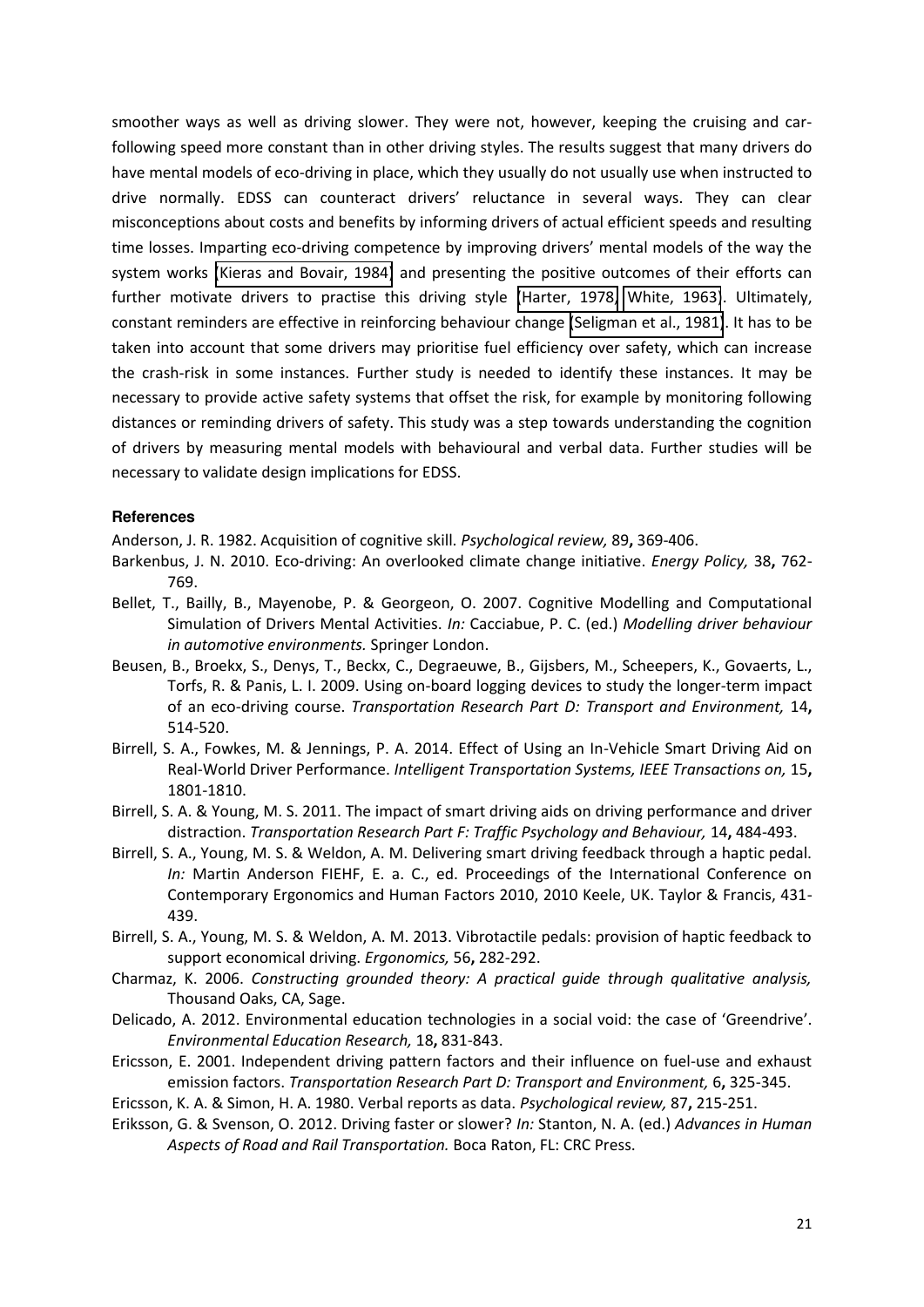smoother ways as well as driving slower. They were not, however, keeping the cruising and car-following speed more constant than in other driving styles. The results suggest that many drivers do have mental models of eco-driving in place, which they usually do not usually use when instructed to drive normally. EDSS can counteract drivers' reluctance in several ways. They can clear misconceptions about costs and benefits by informing drivers of actual efficient speeds and resulting time losses. Imparting eco-driving competence by improving drivers' mental models of the way the system works (Kieras and Bovair, 1984) and presenting the positive outcomes of their efforts can further motivate drivers to practise this driving style (Harter, 1978, White, 1963). Ultimately, constant reminders are effective in reinforcing behaviour change (Seligman et al., 1981). It has to be taken into account that some drivers may prioritise fuel efficiency over safety, which can increase the crash-risk in some instances. Further study is needed to identify these instances. It may be necessary to provide active safety systems that offset the risk, for example by monitoring following distances or reminding drivers of safety. This study was a step towards understanding the cognition of drivers by measuring mental models with behavioural and verbal data. Further studies will be necessary to validate design implications for EDSS.

#### References

Anderson, J. R. 1982. Acquisition of cognitive skill. *Psychological review,* 89**,** 369-406.

Barkenbus, J. N. 2010. Eco-driving: An overlooked climate change initiative. *Energy Policy,* 38**,** 762-769.

Bellet, T., Bailly, B., Mayenobe, P. & Georgeon, O. 2007. Cognitive Modelling and Computational Simulation of Drivers Mental Activities. *In:* Cacciabue, P. C. (ed.) *Modelling driver behaviour in automotive environments.* Springer London.

Beusen, B., Broekx, S., Denys, T., Beckx, C., Degraeuwe, B., Gijsbers, M., Scheepers, K., Govaerts, L., Torfs, R. & Panis, L. I. 2009. Using on-board logging devices to study the longer-term impact of an eco-driving course. *Transportation Research Part D: Transport and Environment,* 14**,** 514-520.

Birrell, S. A., Fowkes, M. & Jennings, P. A. 2014. Effect of Using an In-Vehicle Smart Driving Aid on Real-World Driver Performance. *Intelligent Transportation Systems, IEEE Transactions on,* 15**,** 1801-1810.

Birrell, S. A. & Young, M. S. 2011. The impact of smart driving aids on driving performance and driver distraction. *Transportation Research Part F: Traffic Psychology and Behaviour,* 14**,** 484-493.

Birrell, S. A., Young, M. S. & Weldon, A. M. Delivering smart driving feedback through a haptic pedal. *In:* Martin Anderson FIEHF, E. a. C., ed. Proceedings of the International Conference on Contemporary Ergonomics and Human Factors 2010, 2010 Keele, UK. Taylor & Francis, 431-439.

Birrell, S. A., Young, M. S. & Weldon, A. M. 2013. Vibrotactile pedals: provision of haptic feedback to support economical driving. *Ergonomics,* 56**,** 282-292.

Charmaz, K. 2006. *Constructing grounded theory: A practical guide through qualitative analysis,* Thousand Oaks, CA, Sage.

Delicado, A. 2012. Environmental education technologies in a social void: the case of 'Greendrive'. *Environmental Education Research,* 18**,** 831-843.

Ericsson, E. 2001. Independent driving pattern factors and their influence on fuel-use and exhaust emission factors. *Transportation Research Part D: Transport and Environment,* 6**,** 325-345.

Ericsson, K. A. & Simon, H. A. 1980. Verbal reports as data. *Psychological review,* 87**,** 215-251.

Eriksson, G. & Svenson, O. 2012. Driving faster or slower? *In:* Stanton, N. A. (ed.) *Advances in Human Aspects of Road and Rail Transportation.* Boca Raton, FL: CRC Press.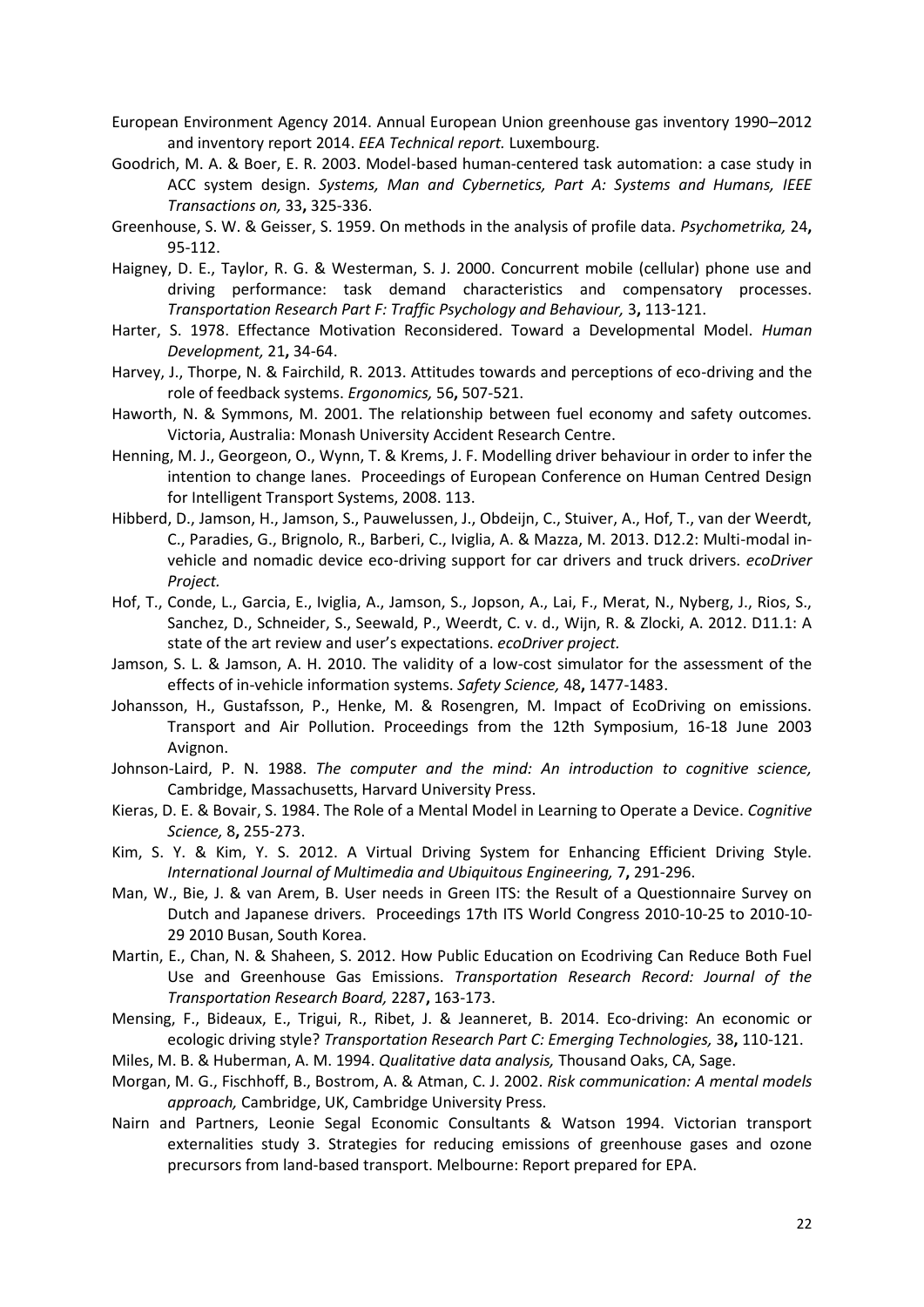European Environment Agency 2014. Annual European Union greenhouse gas inventory 1990–2012 and inventory report 2014. *EEA Technical report.* Luxembourg.

Goodrich, M. A. & Boer, E. R. 2003. Model-based human-centered task automation: a case study in ACC system design. *Systems, Man and Cybernetics, Part A: Systems and Humans, IEEE Transactions on,* 33**,** 325-336.

Greenhouse, S. W. & Geisser, S. 1959. On methods in the analysis of profile data. *Psychometrika,* 24**,** 95-112.

Haigney, D. E., Taylor, R. G. & Westerman, S. J. 2000. Concurrent mobile (cellular) phone use and driving performance: task demand characteristics and compensatory processes. *Transportation Research Part F: Traffic Psychology and Behaviour,* 3**,** 113-121.

Harter, S. 1978. Effectance Motivation Reconsidered. Toward a Developmental Model. *Human Development,* 21**,** 34-64.

Harvey, J., Thorpe, N. & Fairchild, R. 2013. Attitudes towards and perceptions of eco-driving and the role of feedback systems. *Ergonomics,* 56**,** 507-521.

Haworth, N. & Symmons, M. 2001. The relationship between fuel economy and safety outcomes. Victoria, Australia: Monash University Accident Research Centre.

Henning, M. J., Georgeon, O., Wynn, T. & Krems, J. F. Modelling driver behaviour in order to infer the intention to change lanes. Proceedings of European Conference on Human Centred Design for Intelligent Transport Systems, 2008. 113.

Hibberd, D., Jamson, H., Jamson, S., Pauwelussen, J., Obdeijn, C., Stuiver, A., Hof, T., van der Weerdt, C., Paradies, G., Brignolo, R., Barberi, C., Iviglia, A. & Mazza, M. 2013. D12.2: Multi-modal in-vehicle and nomadic device eco-driving support for car drivers and truck drivers. *ecoDriver Project.*

Hof, T., Conde, L., Garcia, E., Iviglia, A., Jamson, S., Jopson, A., Lai, F., Merat, N., Nyberg, J., Rios, S., Sanchez, D., Schneider, S., Seewald, P., Weerdt, C. v. d., Wijn, R. & Zlocki, A. 2012. D11.1: A state of the art review and user's expectations. *ecoDriver project.*

Jamson, S. L. & Jamson, A. H. 2010. The validity of a low-cost simulator for the assessment of the effects of in-vehicle information systems. *Safety Science,* 48**,** 1477-1483.

Johansson, H., Gustafsson, P., Henke, M. & Rosengren, M. Impact of EcoDriving on emissions. Transport and Air Pollution. Proceedings from the 12th Symposium, 16-18 June 2003 Avignon.

Johnson-Laird, P. N. 1988. *The computer and the mind: An introduction to cognitive science,* Cambridge, Massachusetts, Harvard University Press.

Kieras, D. E. & Bovair, S. 1984. The Role of a Mental Model in Learning to Operate a Device. *Cognitive Science,* 8**,** 255-273.

Kim, S. Y. & Kim, Y. S. 2012. A Virtual Driving System for Enhancing Efficient Driving Style. *International Journal of Multimedia and Ubiquitous Engineering,* 7**,** 291-296.

Man, W., Bie, J. & van Arem, B. User needs in Green ITS: the Result of a Questionnaire Survey on Dutch and Japanese drivers. Proceedings 17th ITS World Congress 2010-10-25 to 2010-10-29 2010 Busan, South Korea.

Martin, E., Chan, N. & Shaheen, S. 2012. How Public Education on Ecodriving Can Reduce Both Fuel Use and Greenhouse Gas Emissions. *Transportation Research Record: Journal of the Transportation Research Board,* 2287**,** 163-173.

Mensing, F., Bideaux, E., Trigui, R., Ribet, J. & Jeanneret, B. 2014. Eco-driving: An economic or ecologic driving style? *Transportation Research Part C: Emerging Technologies,* 38**,** 110-121.

Miles, M. B. & Huberman, A. M. 1994. *Qualitative data analysis,* Thousand Oaks, CA, Sage.

Morgan, M. G., Fischhoff, B., Bostrom, A. & Atman, C. J. 2002. *Risk communication: A mental models approach,* Cambridge, UK, Cambridge University Press.

Nairn and Partners, Leonie Segal Economic Consultants & Watson 1994. Victorian transport externalities study 3. Strategies for reducing emissions of greenhouse gases and ozone precursors from land-based transport. Melbourne: Report prepared for EPA.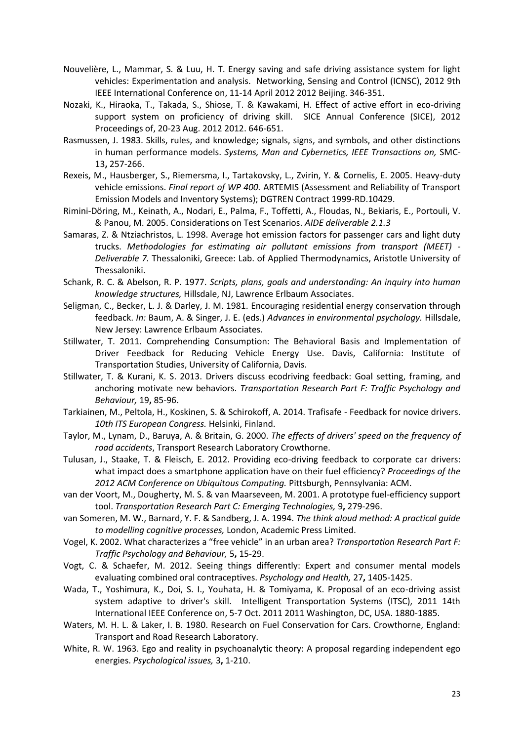Nouvelière, L., Mammar, S. & Luu, H. T. Energy saving and safe driving assistance system for light vehicles: Experimentation and analysis. Networking, Sensing and Control (ICNSC), 2012 9th IEEE International Conference on, 11-14 April 2012 2012 Beijing. 346-351.

Nozaki, K., Hiraoka, T., Takada, S., Shiose, T. & Kawakami, H. Effect of active effort in eco-driving support system on proficiency of driving skill. SICE Annual Conference (SICE), 2012 Proceedings of, 20-23 Aug. 2012 2012. 646-651.

Rasmussen, J. 1983. Skills, rules, and knowledge; signals, signs, and symbols, and other distinctions in human performance models. *Systems, Man and Cybernetics, IEEE Transactions on,* SMC-13**,** 257-266.

Rexeis, M., Hausberger, S., Riemersma, I., Tartakovsky, L., Zvirin, Y. & Cornelis, E. 2005. Heavy-duty vehicle emissions. *Final report of WP 400.* ARTEMIS (Assessment and Reliability of Transport Emission Models and Inventory Systems); DGTREN Contract 1999-RD.10429.

Rimini-Döring, M., Keinath, A., Nodari, E., Palma, F., Toffetti, A., Floudas, N., Bekiaris, E., Portouli, V. & Panou, M. 2005. Considerations on Test Scenarios. *AIDE deliverable 2.1.3*

Samaras, Z. & Ntziachristos, L. 1998. Average hot emission factors for passenger cars and light duty trucks. *Methodologies for estimating air pollutant emissions from transport (MEET) - Deliverable 7.* Thessaloniki, Greece: Lab. of Applied Thermodynamics, Aristotle University of Thessaloniki.

Schank, R. C. & Abelson, R. P. 1977. *Scripts, plans, goals and understanding: An inquiry into human knowledge structures,* Hillsdale, NJ, Lawrence Erlbaum Associates.

Seligman, C., Becker, L. J. & Darley, J. M. 1981. Encouraging residential energy conservation through feedback. *In:* Baum, A. & Singer, J. E. (eds.) *Advances in environmental psychology.* Hillsdale, New Jersey: Lawrence Erlbaum Associates.

Stillwater, T. 2011. Comprehending Consumption: The Behavioral Basis and Implementation of Driver Feedback for Reducing Vehicle Energy Use. Davis, California: Institute of Transportation Studies, University of California, Davis.

Stillwater, T. & Kurani, K. S. 2013. Drivers discuss ecodriving feedback: Goal setting, framing, and anchoring motivate new behaviors. *Transportation Research Part F: Traffic Psychology and Behaviour,* 19**,** 85-96.

Tarkiainen, M., Peltola, H., Koskinen, S. & Schirokoff, A. 2014. Trafisafe - Feedback for novice drivers. *10th ITS European Congress.* Helsinki, Finland.

Taylor, M., Lynam, D., Baruya, A. & Britain, G. 2000. *The effects of drivers' speed on the frequency of road accidents*, Transport Research Laboratory Crowthorne.

Tulusan, J., Staake, T. & Fleisch, E. 2012. Providing eco-driving feedback to corporate car drivers: what impact does a smartphone application have on their fuel efficiency? *Proceedings of the 2012 ACM Conference on Ubiquitous Computing.* Pittsburgh, Pennsylvania: ACM.

van der Voort, M., Dougherty, M. S. & van Maarseveen, M. 2001. A prototype fuel-efficiency support tool. *Transportation Research Part C: Emerging Technologies,* 9**,** 279-296.

van Someren, M. W., Barnard, Y. F. & Sandberg, J. A. 1994. *The think aloud method: A practical guide to modelling cognitive processes,* London, Academic Press Limited.

Vogel, K. 2002. What characterizes a "free vehicle" in an urban area? *Transportation Research Part F: Traffic Psychology and Behaviour,* 5**,** 15-29.

Vogt, C. & Schaefer, M. 2012. Seeing things differently: Expert and consumer mental models evaluating combined oral contraceptives. *Psychology and Health,* 27**,** 1405-1425.

Wada, T., Yoshimura, K., Doi, S. I., Youhata, H. & Tomiyama, K. Proposal of an eco-driving assist system adaptive to driver's skill. Intelligent Transportation Systems (ITSC), 2011 14th International IEEE Conference on, 5-7 Oct. 2011 2011 Washington, DC, USA. 1880-1885.

Waters, M. H. L. & Laker, I. B. 1980. Research on Fuel Conservation for Cars. Crowthorne, England: Transport and Road Research Laboratory.

White, R. W. 1963. Ego and reality in psychoanalytic theory: A proposal regarding independent ego energies. *Psychological issues,* 3**,** 1-210.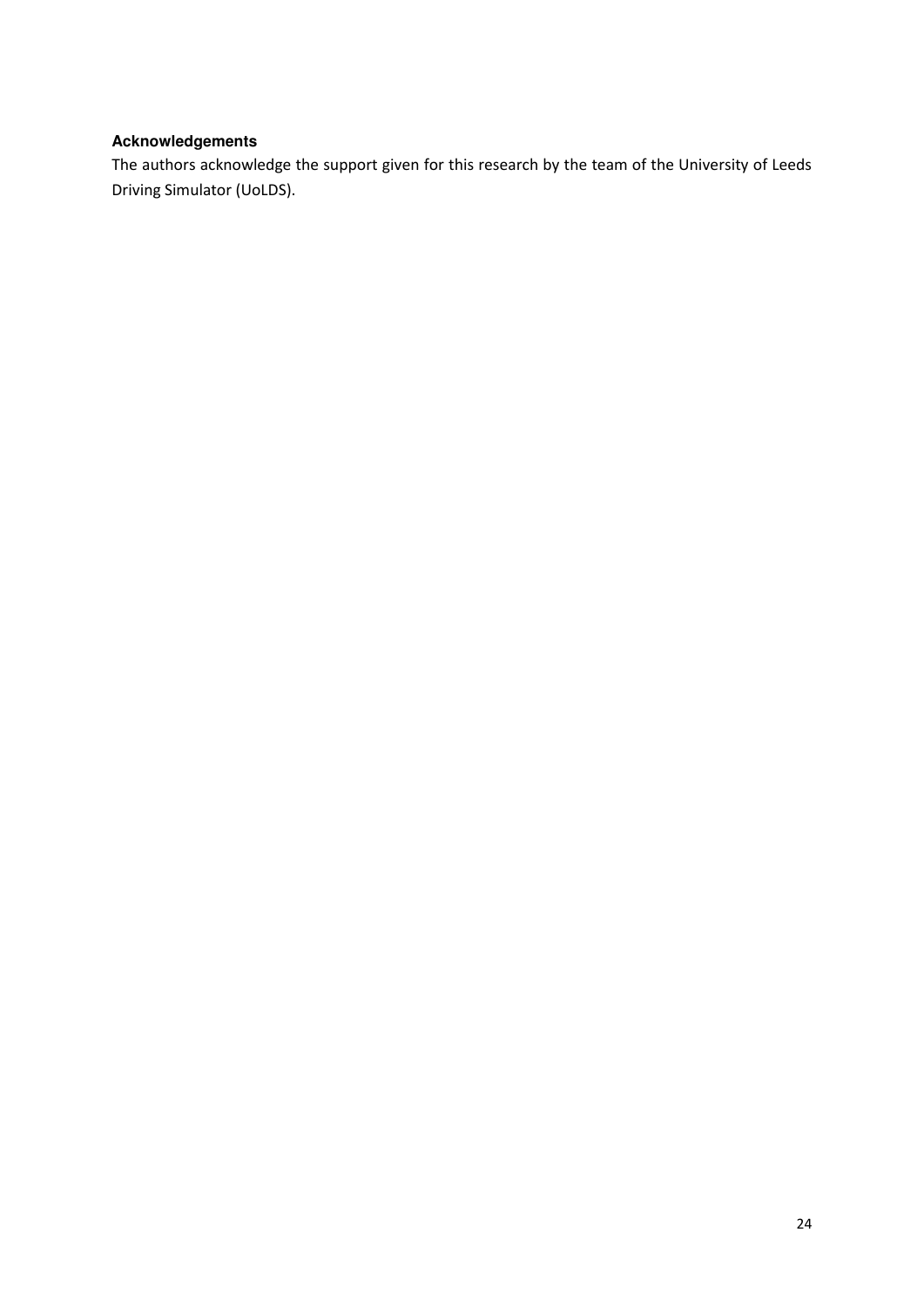**Acknowledgements**

The authors acknowledge the support given for this research by the team of the University of Leeds Driving Simulator (UoLDS).